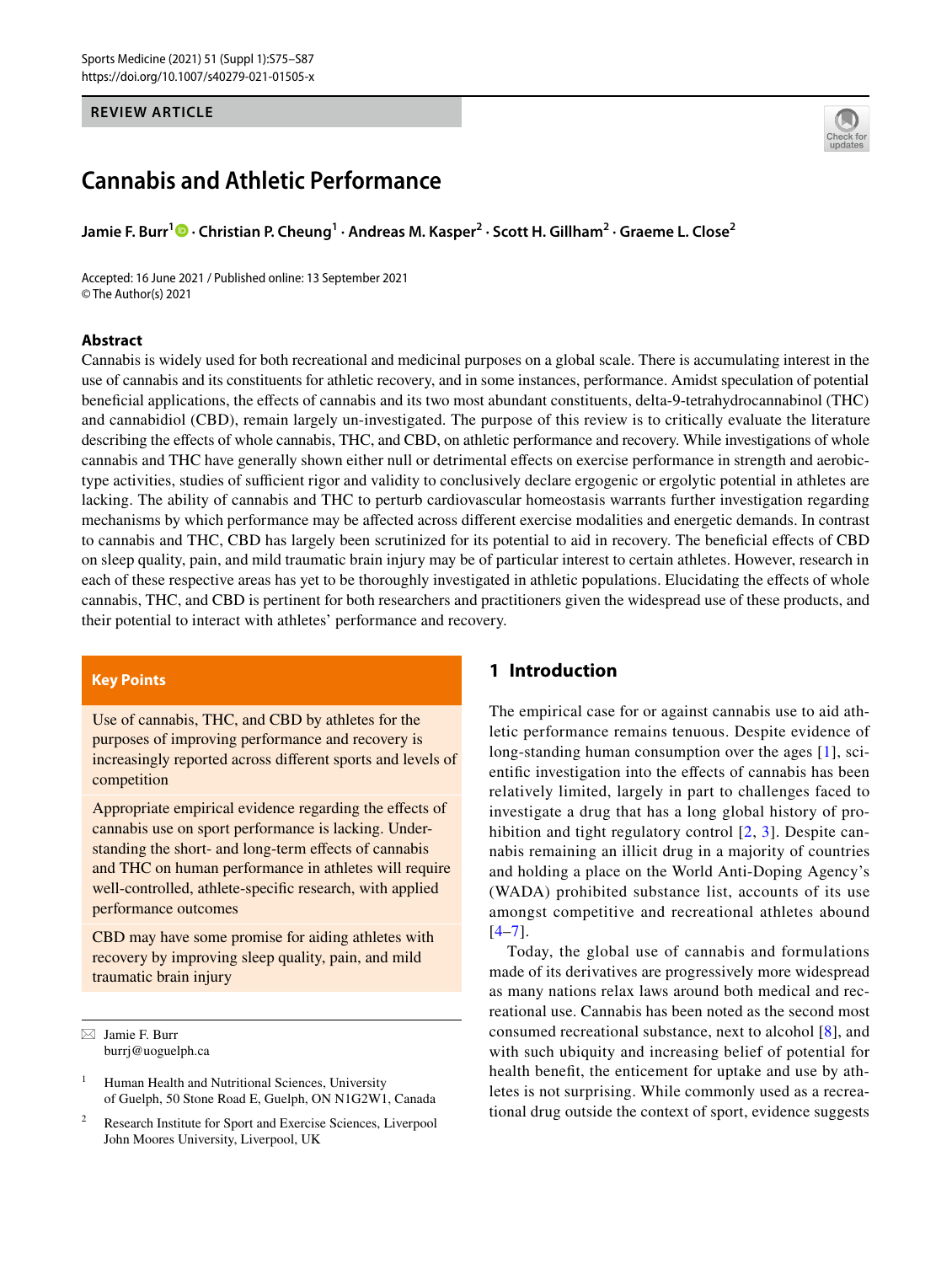REVIEW ARTICLE

# Cannabis and Athletic Performance

**Jamie F. Burr[1] · Christian P. Cheung[1] · Andreas M. Kasper[2] · Scott H. Gillham[2] · Graeme L. Close[2]**

Accepted: 16 June 2021 / Published online: 13 September 2021
© The Author(s) 2021

## Abstract

Cannabis is widely used for both recreational and medicinal purposes on a global scale. There is accumulating interest in the use of cannabis and its constituents for athletic recovery, and in some instances, performance. Amidst speculation of potential beneficial applications, the effects of cannabis and its two most abundant constituents, delta-9-tetrahydrocannabinol (THC) and cannabidiol (CBD), remain largely un-investigated. The purpose of this review is to critically evaluate the literature describing the effects of whole cannabis, THC, and CBD, on athletic performance and recovery. While investigations of whole cannabis and THC have generally shown either null or detrimental effects on exercise performance in strength and aerobic-type activities, studies of sufficient rigor and validity to conclusively declare ergogenic or ergolytic potential in athletes are lacking. The ability of cannabis and THC to perturb cardiovascular homeostasis warrants further investigation regarding mechanisms by which performance may be affected across different exercise modalities and energetic demands. In contrast to cannabis and THC, CBD has largely been scrutinized for its potential to aid in recovery. The beneficial effects of CBD on sleep quality, pain, and mild traumatic brain injury may be of particular interest to certain athletes. However, research in each of these respective areas has yet to be thoroughly investigated in athletic populations. Elucidating the effects of whole cannabis, THC, and CBD is pertinent for both researchers and practitioners given the widespread use of these products, and their potential to interact with athletes' performance and recovery.

**Key Points**

Use of cannabis, THC, and CBD by athletes for the purposes of improving performance and recovery is increasingly reported across different sports and levels of competition

Appropriate empirical evidence regarding the effects of cannabis use on sport performance is lacking. Understanding the short- and long-term effects of cannabis and THC on human performance in athletes will require well-controlled, athlete-specific research, with applied performance outcomes

CBD may have some promise for aiding athletes with recovery by improving sleep quality, pain, and mild traumatic brain injury

✉ Jamie F. Burr
burrj@uoguelph.ca

[1] Human Health and Nutritional Sciences, University of Guelph, 50 Stone Road E, Guelph, ON N1G2W1, Canada

[2] Research Institute for Sport and Exercise Sciences, Liverpool John Moores University, Liverpool, UK

## 1 Introduction

The empirical case for or against cannabis use to aid athletic performance remains tenuous. Despite evidence of long-standing human consumption over the ages [1], scientific investigation into the effects of cannabis has been relatively limited, largely in part to challenges faced to investigate a drug that has a long global history of prohibition and tight regulatory control [2, 3]. Despite cannabis remaining an illicit drug in a majority of countries and holding a place on the World Anti-Doping Agency's (WADA) prohibited substance list, accounts of its use amongst competitive and recreational athletes abound [4–7].

Today, the global use of cannabis and formulations made of its derivatives are progressively more widespread as many nations relax laws around both medical and recreational use. Cannabis has been noted as the second most consumed recreational substance, next to alcohol [8], and with such ubiquity and increasing belief of potential for health benefit, the enticement for uptake and use by athletes is not surprising. While commonly used as a recreational drug outside the context of sport, evidence suggests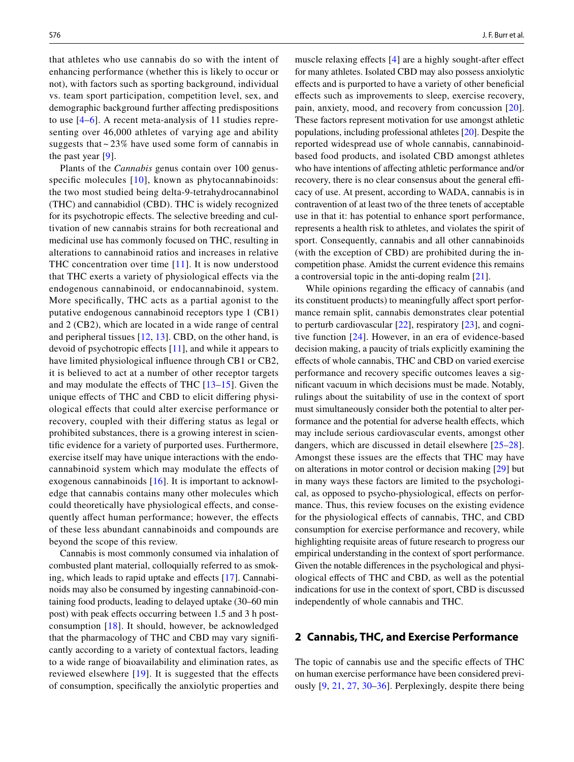that athletes who use cannabis do so with the intent of enhancing performance (whether this is likely to occur or not), with factors such as sporting background, individual vs. team sport participation, competition level, sex, and demographic background further affecting predispositions to use [4–6]. A recent meta-analysis of 11 studies representing over 46,000 athletes of varying age and ability suggests that ~ 23% have used some form of cannabis in the past year [9].

Plants of the *Cannabis* genus contain over 100 genus-specific molecules [10], known as phytocannabinoids: the two most studied being delta-9-tetrahydrocannabinol (THC) and cannabidiol (CBD). THC is widely recognized for its psychotropic effects. The selective breeding and cultivation of new cannabis strains for both recreational and medicinal use has commonly focused on THC, resulting in alterations to cannabinoid ratios and increases in relative THC concentration over time [11]. It is now understood that THC exerts a variety of physiological effects via the endogenous cannabinoid, or endocannabinoid, system. More specifically, THC acts as a partial agonist to the putative endogenous cannabinoid receptors type 1 (CB1) and 2 (CB2), which are located in a wide range of central and peripheral tissues [12, 13]. CBD, on the other hand, is devoid of psychotropic effects [11], and while it appears to have limited physiological influence through CB1 or CB2, it is believed to act at a number of other receptor targets and may modulate the effects of THC [13–15]. Given the unique effects of THC and CBD to elicit differing physiological effects that could alter exercise performance or recovery, coupled with their differing status as legal or prohibited substances, there is a growing interest in scientific evidence for a variety of purported uses. Furthermore, exercise itself may have unique interactions with the endocannabinoid system which may modulate the effects of exogenous cannabinoids [16]. It is important to acknowledge that cannabis contains many other molecules which could theoretically have physiological effects, and consequently affect human performance; however, the effects of these less abundant cannabinoids and compounds are beyond the scope of this review.

Cannabis is most commonly consumed via inhalation of combusted plant material, colloquially referred to as smoking, which leads to rapid uptake and effects [17]. Cannabinoids may also be consumed by ingesting cannabinoid-containing food products, leading to delayed uptake (30–60 min post) with peak effects occurring between 1.5 and 3 h post-consumption [18]. It should, however, be acknowledged that the pharmacology of THC and CBD may vary significantly according to a variety of contextual factors, leading to a wide range of bioavailability and elimination rates, as reviewed elsewhere [19]. It is suggested that the effects of consumption, specifically the anxiolytic properties and muscle relaxing effects [4] are a highly sought-after effect for many athletes. Isolated CBD may also possess anxiolytic effects and is purported to have a variety of other beneficial effects such as improvements to sleep, exercise recovery, pain, anxiety, mood, and recovery from concussion [20]. These factors represent motivation for use amongst athletic populations, including professional athletes [20]. Despite the reported widespread use of whole cannabis, cannabinoid-based food products, and isolated CBD amongst athletes who have intentions of affecting athletic performance and/or recovery, there is no clear consensus about the general efficacy of use. At present, according to WADA, cannabis is in contravention of at least two of the three tenets of acceptable use in that it: has potential to enhance sport performance, represents a health risk to athletes, and violates the spirit of sport. Consequently, cannabis and all other cannabinoids (with the exception of CBD) are prohibited during the in-competition phase. Amidst the current evidence this remains a controversial topic in the anti-doping realm [21].

While opinions regarding the efficacy of cannabis (and its constituent products) to meaningfully affect sport performance remain split, cannabis demonstrates clear potential to perturb cardiovascular [22], respiratory [23], and cognitive function [24]. However, in an era of evidence-based decision making, a paucity of trials explicitly examining the effects of whole cannabis, THC and CBD on varied exercise performance and recovery specific outcomes leaves a significant vacuum in which decisions must be made. Notably, rulings about the suitability of use in the context of sport must simultaneously consider both the potential to alter performance and the potential for adverse health effects, which may include serious cardiovascular events, amongst other dangers, which are discussed in detail elsewhere [25–28]. Amongst these issues are the effects that THC may have on alterations in motor control or decision making [29] but in many ways these factors are limited to the psychological, as opposed to psycho-physiological, effects on performance. Thus, this review focuses on the existing evidence for the physiological effects of cannabis, THC, and CBD consumption for exercise performance and recovery, while highlighting requisite areas of future research to progress our empirical understanding in the context of sport performance. Given the notable differences in the psychological and physiological effects of THC and CBD, as well as the potential indications for use in the context of sport, CBD is discussed independently of whole cannabis and THC.

## 2 Cannabis, THC, and Exercise Performance

The topic of cannabis use and the specific effects of THC on human exercise performance have been considered previously [9, 21, 27, 30–36]. Perplexingly, despite there being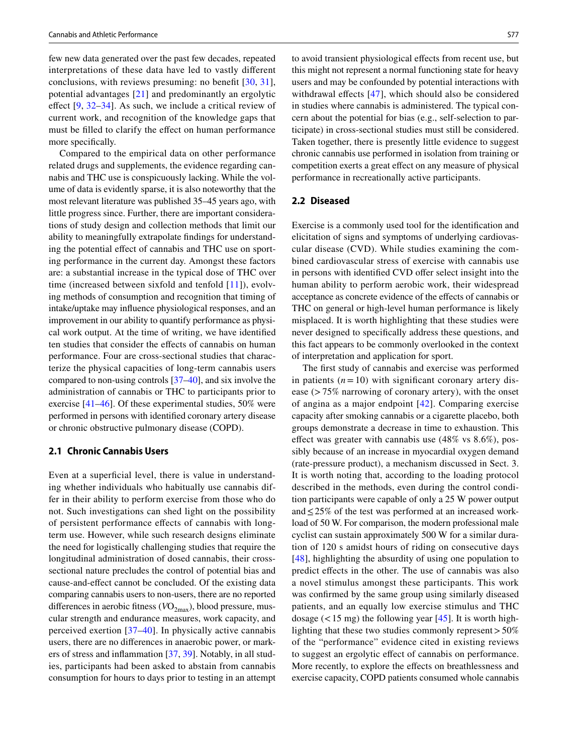few new data generated over the past few decades, repeated interpretations of these data have led to vastly different conclusions, with reviews presuming: no benefit [30, 31], potential advantages [21] and predominantly an ergolytic effect [9, 32–34]. As such, we include a critical review of current work, and recognition of the knowledge gaps that must be filled to clarify the effect on human performance more specifically.

Compared to the empirical data on other performance related drugs and supplements, the evidence regarding cannabis and THC use is conspicuously lacking. While the volume of data is evidently sparse, it is also noteworthy that the most relevant literature was published 35–45 years ago, with little progress since. Further, there are important considerations of study design and collection methods that limit our ability to meaningfully extrapolate findings for understanding the potential effect of cannabis and THC use on sporting performance in the current day. Amongst these factors are: a substantial increase in the typical dose of THC over time (increased between sixfold and tenfold [11]), evolving methods of consumption and recognition that timing of intake/uptake may influence physiological responses, and an improvement in our ability to quantify performance as physical work output. At the time of writing, we have identified ten studies that consider the effects of cannabis on human performance. Four are cross-sectional studies that characterize the physical capacities of long-term cannabis users compared to non-using controls [37–40], and six involve the administration of cannabis or THC to participants prior to exercise [41–46]. Of these experimental studies, 50% were performed in persons with identified coronary artery disease or chronic obstructive pulmonary disease (COPD).

### 2.1 Chronic Cannabis Users

Even at a superficial level, there is value in understanding whether individuals who habitually use cannabis differ in their ability to perform exercise from those who do not. Such investigations can shed light on the possibility of persistent performance effects of cannabis with long-term use. However, while such research designs eliminate the need for logistically challenging studies that require the longitudinal administration of dosed cannabis, their cross-sectional nature precludes the control of potential bias and cause-and-effect cannot be concluded. Of the existing data comparing cannabis users to non-users, there are no reported differences in aerobic fitness ($VO_{2max}$), blood pressure, muscular strength and endurance measures, work capacity, and perceived exertion [37–40]. In physically active cannabis users, there are no differences in anaerobic power, or markers of stress and inflammation [37, 39]. Notably, in all studies, participants had been asked to abstain from cannabis consumption for hours to days prior to testing in an attempt to avoid transient physiological effects from recent use, but this might not represent a normal functioning state for heavy users and may be confounded by potential interactions with withdrawal effects [47], which should also be considered in studies where cannabis is administered. The typical concern about the potential for bias (e.g., self-selection to participate) in cross-sectional studies must still be considered. Taken together, there is presently little evidence to suggest chronic cannabis use performed in isolation from training or competition exerts a great effect on any measure of physical performance in recreationally active participants.

### 2.2 Diseased

Exercise is a commonly used tool for the identification and elicitation of signs and symptoms of underlying cardiovascular disease (CVD). While studies examining the combined cardiovascular stress of exercise with cannabis use in persons with identified CVD offer select insight into the human ability to perform aerobic work, their widespread acceptance as concrete evidence of the effects of cannabis or THC on general or high-level human performance is likely misplaced. It is worth highlighting that these studies were never designed to specifically address these questions, and this fact appears to be commonly overlooked in the context of interpretation and application for sport.

The first study of cannabis and exercise was performed in patients ($n = 10$) with significant coronary artery disease (> 75% narrowing of coronary artery), with the onset of angina as a major endpoint [42]. Comparing exercise capacity after smoking cannabis or a cigarette placebo, both groups demonstrate a decrease in time to exhaustion. This effect was greater with cannabis use (48% vs 8.6%), possibly because of an increase in myocardial oxygen demand (rate-pressure product), a mechanism discussed in Sect. 3. It is worth noting that, according to the loading protocol described in the methods, even during the control condition participants were capable of only a 25 W power output and ≤ 25% of the test was performed at an increased workload of 50 W. For comparison, the modern professional male cyclist can sustain approximately 500 W for a similar duration of 120 s amidst hours of riding on consecutive days [48], highlighting the absurdity of using one population to predict effects in the other. The use of cannabis was also a novel stimulus amongst these participants. This work was confirmed by the same group using similarly diseased patients, and an equally low exercise stimulus and THC dosage (< 15 mg) the following year [45]. It is worth highlighting that these two studies commonly represent > 50% of the "performance" evidence cited in existing reviews to suggest an ergolytic effect of cannabis on performance. More recently, to explore the effects on breathlessness and exercise capacity, COPD patients consumed whole cannabis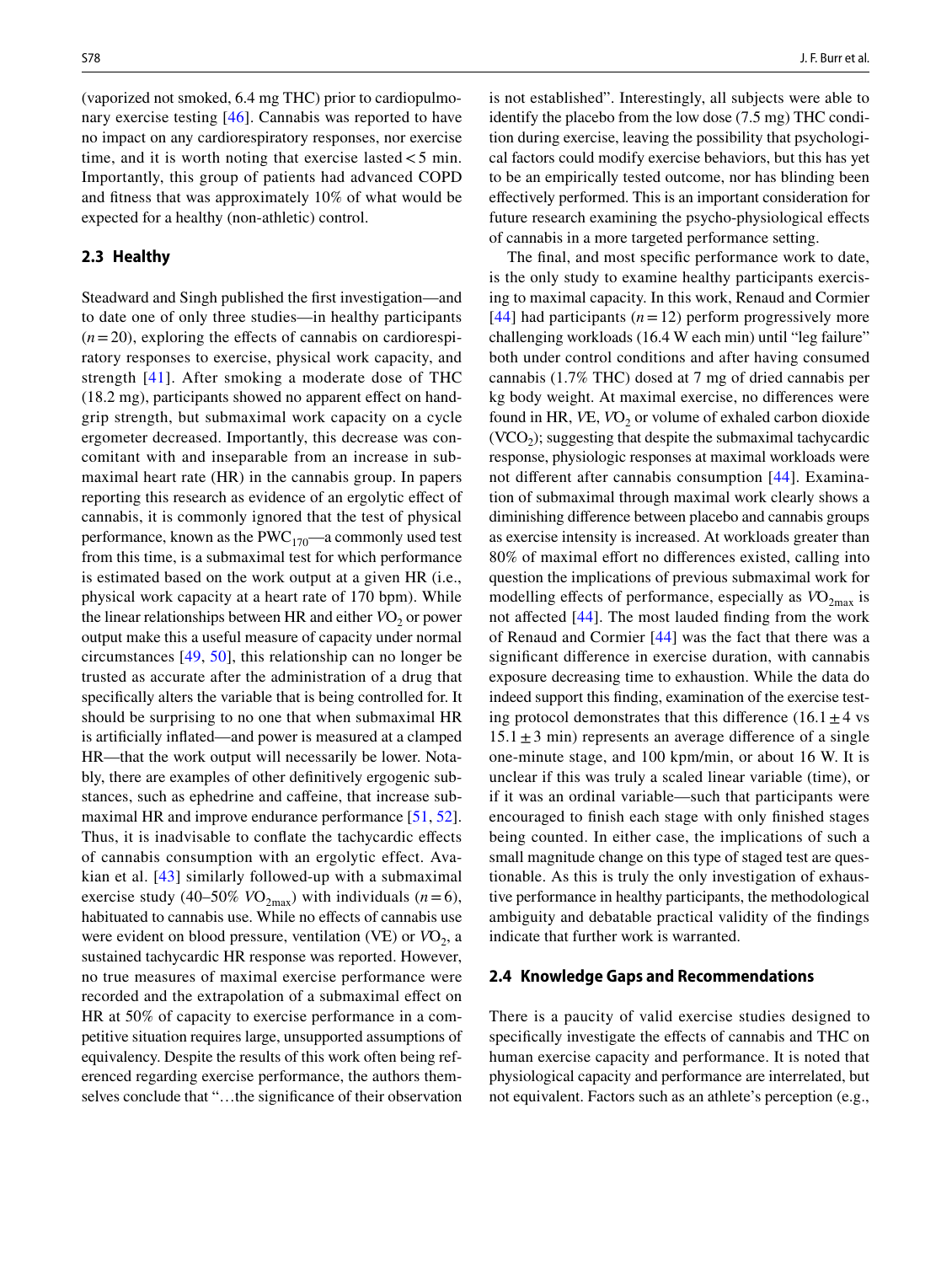(vaporized not smoked, 6.4 mg THC) prior to cardiopulmonary exercise testing [46]. Cannabis was reported to have no impact on any cardiorespiratory responses, nor exercise time, and it is worth noting that exercise lasted < 5 min. Importantly, this group of patients had advanced COPD and fitness that was approximately 10% of what would be expected for a healthy (non-athletic) control.

## 2.3 Healthy

Steadward and Singh published the first investigation—and to date one of only three studies—in healthy participants ($n = 20$), exploring the effects of cannabis on cardiorespiratory responses to exercise, physical work capacity, and strength [41]. After smoking a moderate dose of THC (18.2 mg), participants showed no apparent effect on handgrip strength, but submaximal work capacity on a cycle ergometer decreased. Importantly, this decrease was concomitant with and inseparable from an increase in submaximal heart rate (HR) in the cannabis group. In papers reporting this research as evidence of an ergolytic effect of cannabis, it is commonly ignored that the test of physical performance, known as the $PWC_{170}$—a commonly used test from this time, is a submaximal test for which performance is estimated based on the work output at a given HR (i.e., physical work capacity at a heart rate of 170 bpm). While the linear relationships between HR and either $VO_2$ or power output make this a useful measure of capacity under normal circumstances [49, 50], this relationship can no longer be trusted as accurate after the administration of a drug that specifically alters the variable that is being controlled for. It should be surprising to no one that when submaximal HR is artificially inflated—and power is measured at a clamped HR—that the work output will necessarily be lower. Notably, there are examples of other definitively ergogenic substances, such as ephedrine and caffeine, that increase submaximal HR and improve endurance performance [51, 52]. Thus, it is inadvisable to conflate the tachycardic effects of cannabis consumption with an ergolytic effect. Avakian et al. [43] similarly followed-up with a submaximal exercise study (40–50% $VO_{2max}$) with individuals ($n = 6$), habituated to cannabis use. While no effects of cannabis use were evident on blood pressure, ventilation (VE) or $VO_2$, a sustained tachycardic HR response was reported. However, no true measures of maximal exercise performance were recorded and the extrapolation of a submaximal effect on HR at 50% of capacity to exercise performance in a competitive situation requires large, unsupported assumptions of equivalency. Despite the results of this work often being referenced regarding exercise performance, the authors themselves conclude that "…the significance of their observation is not established". Interestingly, all subjects were able to identify the placebo from the low dose (7.5 mg) THC condition during exercise, leaving the possibility that psychological factors could modify exercise behaviors, but this has yet to be an empirically tested outcome, nor has blinding been effectively performed. This is an important consideration for future research examining the psycho-physiological effects of cannabis in a more targeted performance setting.

The final, and most specific performance work to date, is the only study to examine healthy participants exercising to maximal capacity. In this work, Renaud and Cormier [44] had participants ($n = 12$) perform progressively more challenging workloads (16.4 W each min) until "leg failure" both under control conditions and after having consumed cannabis (1.7% THC) dosed at 7 mg of dried cannabis per kg body weight. At maximal exercise, no differences were found in HR, VE, $VO_2$ or volume of exhaled carbon dioxide ($VCO_2$); suggesting that despite the submaximal tachycardic response, physiologic responses at maximal workloads were not different after cannabis consumption [44]. Examination of submaximal through maximal work clearly shows a diminishing difference between placebo and cannabis groups as exercise intensity is increased. At workloads greater than 80% of maximal effort no differences existed, calling into question the implications of previous submaximal work for modelling effects of performance, especially as $VO_{2max}$ is not affected [44]. The most lauded finding from the work of Renaud and Cormier [44] was the fact that there was a significant difference in exercise duration, with cannabis exposure decreasing time to exhaustion. While the data do indeed support this finding, examination of the exercise testing protocol demonstrates that this difference (16.1 ± 4 vs 15.1 ± 3 min) represents an average difference of a single one-minute stage, and 100 kpm/min, or about 16 W. It is unclear if this was truly a scaled linear variable (time), or if it was an ordinal variable—such that participants were encouraged to finish each stage with only finished stages being counted. In either case, the implications of such a small magnitude change on this type of staged test are questionable. As this is truly the only investigation of exhaustive performance in healthy participants, the methodological ambiguity and debatable practical validity of the findings indicate that further work is warranted.

## 2.4 Knowledge Gaps and Recommendations

There is a paucity of valid exercise studies designed to specifically investigate the effects of cannabis and THC on human exercise capacity and performance. It is noted that physiological capacity and performance are interrelated, but not equivalent. Factors such as an athlete's perception (e.g.,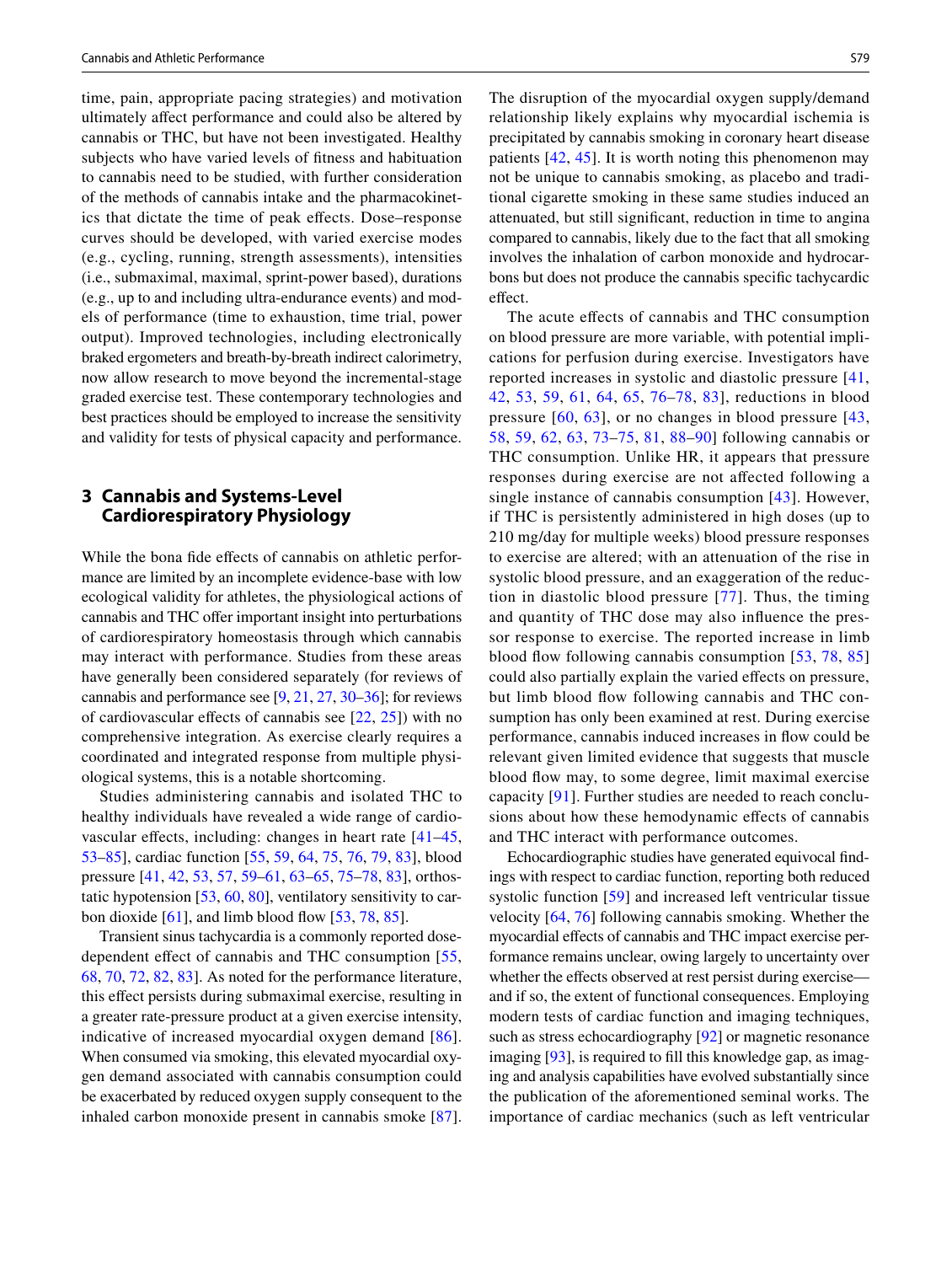time, pain, appropriate pacing strategies) and motivation ultimately affect performance and could also be altered by cannabis or THC, but have not been investigated. Healthy subjects who have varied levels of fitness and habituation to cannabis need to be studied, with further consideration of the methods of cannabis intake and the pharmacokinetics that dictate the time of peak effects. Dose–response curves should be developed, with varied exercise modes (e.g., cycling, running, strength assessments), intensities (i.e., submaximal, maximal, sprint-power based), durations (e.g., up to and including ultra-endurance events) and models of performance (time to exhaustion, time trial, power output). Improved technologies, including electronically braked ergometers and breath-by-breath indirect calorimetry, now allow research to move beyond the incremental-stage graded exercise test. These contemporary technologies and best practices should be employed to increase the sensitivity and validity for tests of physical capacity and performance.

## 3 Cannabis and Systems-Level Cardiorespiratory Physiology

While the bona fide effects of cannabis on athletic performance are limited by an incomplete evidence-base with low ecological validity for athletes, the physiological actions of cannabis and THC offer important insight into perturbations of cardiorespiratory homeostasis through which cannabis may interact with performance. Studies from these areas have generally been considered separately (for reviews of cannabis and performance see [9, 21, 27, 30–36]; for reviews of cardiovascular effects of cannabis see [22, 25]) with no comprehensive integration. As exercise clearly requires a coordinated and integrated response from multiple physiological systems, this is a notable shortcoming.

Studies administering cannabis and isolated THC to healthy individuals have revealed a wide range of cardiovascular effects, including: changes in heart rate [41–45, 53–85], cardiac function [55, 59, 64, 75, 76, 79, 83], blood pressure [41, 42, 53, 57, 59–61, 63–65, 75–78, 83], orthostatic hypotension [53, 60, 80], ventilatory sensitivity to carbon dioxide [61], and limb blood flow [53, 78, 85].

Transient sinus tachycardia is a commonly reported dose-dependent effect of cannabis and THC consumption [55, 68, 70, 72, 82, 83]. As noted for the performance literature, this effect persists during submaximal exercise, resulting in a greater rate-pressure product at a given exercise intensity, indicative of increased myocardial oxygen demand [86]. When consumed via smoking, this elevated myocardial oxygen demand associated with cannabis consumption could be exacerbated by reduced oxygen supply consequent to the inhaled carbon monoxide present in cannabis smoke [87]. The disruption of the myocardial oxygen supply/demand relationship likely explains why myocardial ischemia is precipitated by cannabis smoking in coronary heart disease patients [42, 45]. It is worth noting this phenomenon may not be unique to cannabis smoking, as placebo and traditional cigarette smoking in these same studies induced an attenuated, but still significant, reduction in time to angina compared to cannabis, likely due to the fact that all smoking involves the inhalation of carbon monoxide and hydrocarbons but does not produce the cannabis specific tachycardic effect.

The acute effects of cannabis and THC consumption on blood pressure are more variable, with potential implications for perfusion during exercise. Investigators have reported increases in systolic and diastolic pressure [41, 42, 53, 59, 61, 64, 65, 76–78, 83], reductions in blood pressure [60, 63], or no changes in blood pressure [43, 58, 59, 62, 63, 73–75, 81, 88–90] following cannabis or THC consumption. Unlike HR, it appears that pressure responses during exercise are not affected following a single instance of cannabis consumption [43]. However, if THC is persistently administered in high doses (up to 210 mg/day for multiple weeks) blood pressure responses to exercise are altered; with an attenuation of the rise in systolic blood pressure, and an exaggeration of the reduction in diastolic blood pressure [77]. Thus, the timing and quantity of THC dose may also influence the pressor response to exercise. The reported increase in limb blood flow following cannabis consumption [53, 78, 85] could also partially explain the varied effects on pressure, but limb blood flow following cannabis and THC consumption has only been examined at rest. During exercise performance, cannabis induced increases in flow could be relevant given limited evidence that suggests that muscle blood flow may, to some degree, limit maximal exercise capacity [91]. Further studies are needed to reach conclusions about how these hemodynamic effects of cannabis and THC interact with performance outcomes.

Echocardiographic studies have generated equivocal findings with respect to cardiac function, reporting both reduced systolic function [59] and increased left ventricular tissue velocity [64, 76] following cannabis smoking. Whether the myocardial effects of cannabis and THC impact exercise performance remains unclear, owing largely to uncertainty over whether the effects observed at rest persist during exercise—and if so, the extent of functional consequences. Employing modern tests of cardiac function and imaging techniques, such as stress echocardiography [92] or magnetic resonance imaging [93], is required to fill this knowledge gap, as imaging and analysis capabilities have evolved substantially since the publication of the aforementioned seminal works. The importance of cardiac mechanics (such as left ventricular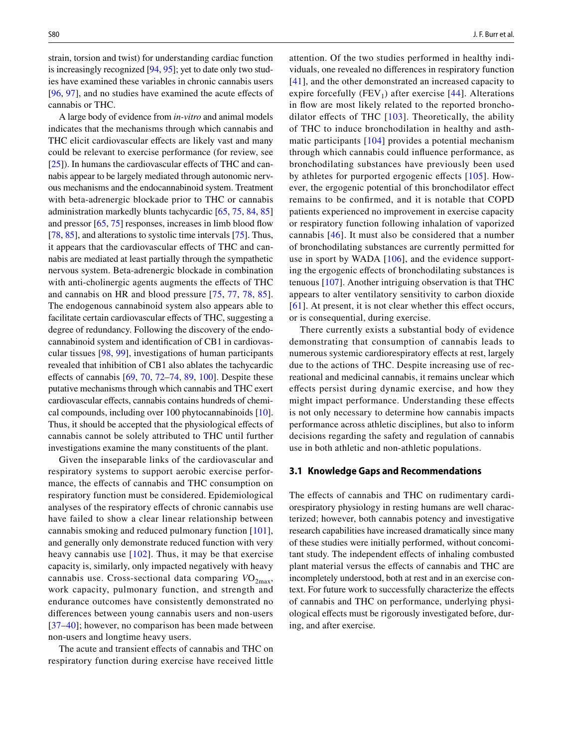strain, torsion and twist) for understanding cardiac function is increasingly recognized [94, 95]; yet to date only two studies have examined these variables in chronic cannabis users [96, 97], and no studies have examined the acute effects of cannabis or THC.

A large body of evidence from *in-vitro* and animal models indicates that the mechanisms through which cannabis and THC elicit cardiovascular effects are likely vast and many could be relevant to exercise performance (for review, see [25]). In humans the cardiovascular effects of THC and cannabis appear to be largely mediated through autonomic nervous mechanisms and the endocannabinoid system. Treatment with beta-adrenergic blockade prior to THC or cannabis administration markedly blunts tachycardic [65, 75, 84, 85] and pressor [65, 75] responses, increases in limb blood flow [78, 85], and alterations to systolic time intervals [75]. Thus, it appears that the cardiovascular effects of THC and cannabis are mediated at least partially through the sympathetic nervous system. Beta-adrenergic blockade in combination with anti-cholinergic agents augments the effects of THC and cannabis on HR and blood pressure [75, 77, 78, 85]. The endogenous cannabinoid system also appears able to facilitate certain cardiovascular effects of THC, suggesting a degree of redundancy. Following the discovery of the endocannabinoid system and identification of CB1 in cardiovascular tissues [98, 99], investigations of human participants revealed that inhibition of CB1 also ablates the tachycardic effects of cannabis [69, 70, 72–74, 89, 100]. Despite these putative mechanisms through which cannabis and THC exert cardiovascular effects, cannabis contains hundreds of chemical compounds, including over 100 phytocannabinoids [10]. Thus, it should be accepted that the physiological effects of cannabis cannot be solely attributed to THC until further investigations examine the many constituents of the plant.

Given the inseparable links of the cardiovascular and respiratory systems to support aerobic exercise performance, the effects of cannabis and THC consumption on respiratory function must be considered. Epidemiological analyses of the respiratory effects of chronic cannabis use have failed to show a clear linear relationship between cannabis smoking and reduced pulmonary function [101], and generally only demonstrate reduced function with very heavy cannabis use [102]. Thus, it may be that exercise capacity is, similarly, only impacted negatively with heavy cannabis use. Cross-sectional data comparing $VO_{2max}$, work capacity, pulmonary function, and strength and endurance outcomes have consistently demonstrated no differences between young cannabis users and non-users [37–40]; however, no comparison has been made between non-users and longtime heavy users.

The acute and transient effects of cannabis and THC on respiratory function during exercise have received little attention. Of the two studies performed in healthy individuals, one revealed no differences in respiratory function [41], and the other demonstrated an increased capacity to expire forcefully ($FEV_1$) after exercise [44]. Alterations in flow are most likely related to the reported bronchodilator effects of THC [103]. Theoretically, the ability of THC to induce bronchodilation in healthy and asthmatic participants [104] provides a potential mechanism through which cannabis could influence performance, as bronchodilating substances have previously been used by athletes for purported ergogenic effects [105]. However, the ergogenic potential of this bronchodilator effect remains to be confirmed, and it is notable that COPD patients experienced no improvement in exercise capacity or respiratory function following inhalation of vaporized cannabis [46]. It must also be considered that a number of bronchodilating substances are currently permitted for use in sport by WADA [106], and the evidence supporting the ergogenic effects of bronchodilating substances is tenuous [107]. Another intriguing observation is that THC appears to alter ventilatory sensitivity to carbon dioxide [61]. At present, it is not clear whether this effect occurs, or is consequential, during exercise.

There currently exists a substantial body of evidence demonstrating that consumption of cannabis leads to numerous systemic cardiorespiratory effects at rest, largely due to the actions of THC. Despite increasing use of recreational and medicinal cannabis, it remains unclear which effects persist during dynamic exercise, and how they might impact performance. Understanding these effects is not only necessary to determine how cannabis impacts performance across athletic disciplines, but also to inform decisions regarding the safety and regulation of cannabis use in both athletic and non-athletic populations.

### 3.1 Knowledge Gaps and Recommendations

The effects of cannabis and THC on rudimentary cardiorespiratory physiology in resting humans are well characterized; however, both cannabis potency and investigative research capabilities have increased dramatically since many of these studies were initially performed, without concomitant study. The independent effects of inhaling combusted plant material versus the effects of cannabis and THC are incompletely understood, both at rest and in an exercise context. For future work to successfully characterize the effects of cannabis and THC on performance, underlying physiological effects must be rigorously investigated before, during, and after exercise.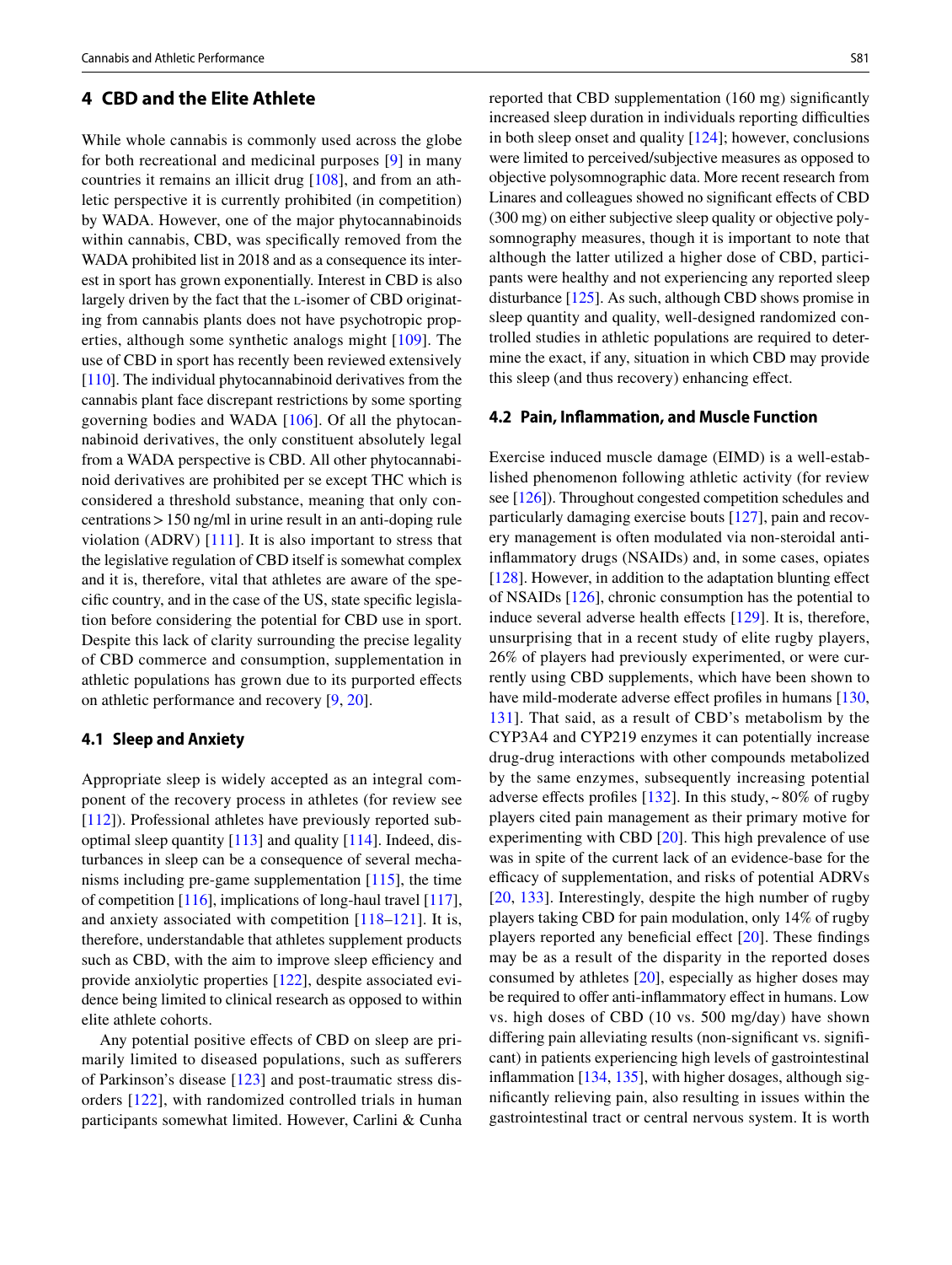## 4 CBD and the Elite Athlete

While whole cannabis is commonly used across the globe for both recreational and medicinal purposes [9] in many countries it remains an illicit drug [108], and from an athletic perspective it is currently prohibited (in competition) by WADA. However, one of the major phytocannabinoids within cannabis, CBD, was specifically removed from the WADA prohibited list in 2018 and as a consequence its interest in sport has grown exponentially. Interest in CBD is also largely driven by the fact that the L-isomer of CBD originating from cannabis plants does not have psychotropic properties, although some synthetic analogs might [109]. The use of CBD in sport has recently been reviewed extensively [110]. The individual phytocannabinoid derivatives from the cannabis plant face discrepant restrictions by some sporting governing bodies and WADA [106]. Of all the phytocannabinoid derivatives, the only constituent absolutely legal from a WADA perspective is CBD. All other phytocannabinoid derivatives are prohibited per se except THC which is considered a threshold substance, meaning that only concentrations > 150 ng/ml in urine result in an anti-doping rule violation (ADRV) [111]. It is also important to stress that the legislative regulation of CBD itself is somewhat complex and it is, therefore, vital that athletes are aware of the specific country, and in the case of the US, state specific legislation before considering the potential for CBD use in sport. Despite this lack of clarity surrounding the precise legality of CBD commerce and consumption, supplementation in athletic populations has grown due to its purported effects on athletic performance and recovery [9, 20].

### 4.1 Sleep and Anxiety

Appropriate sleep is widely accepted as an integral component of the recovery process in athletes (for review see [112]). Professional athletes have previously reported suboptimal sleep quantity [113] and quality [114]. Indeed, disturbances in sleep can be a consequence of several mechanisms including pre-game supplementation [115], the time of competition [116], implications of long-haul travel [117], and anxiety associated with competition [118–121]. It is, therefore, understandable that athletes supplement products such as CBD, with the aim to improve sleep efficiency and provide anxiolytic properties [122], despite associated evidence being limited to clinical research as opposed to within elite athlete cohorts.

Any potential positive effects of CBD on sleep are primarily limited to diseased populations, such as sufferers of Parkinson's disease [123] and post-traumatic stress disorders [122], with randomized controlled trials in human participants somewhat limited. However, Carlini & Cunha reported that CBD supplementation (160 mg) significantly increased sleep duration in individuals reporting difficulties in both sleep onset and quality [124]; however, conclusions were limited to perceived/subjective measures as opposed to objective polysomnographic data. More recent research from Linares and colleagues showed no significant effects of CBD (300 mg) on either subjective sleep quality or objective polysomnography measures, though it is important to note that although the latter utilized a higher dose of CBD, participants were healthy and not experiencing any reported sleep disturbance [125]. As such, although CBD shows promise in sleep quantity and quality, well-designed randomized controlled studies in athletic populations are required to determine the exact, if any, situation in which CBD may provide this sleep (and thus recovery) enhancing effect.

### 4.2 Pain, Inflammation, and Muscle Function

Exercise induced muscle damage (EIMD) is a well-established phenomenon following athletic activity (for review see [126]). Throughout congested competition schedules and particularly damaging exercise bouts [127], pain and recovery management is often modulated via non-steroidal anti-inflammatory drugs (NSAIDs) and, in some cases, opiates [128]. However, in addition to the adaptation blunting effect of NSAIDs [126], chronic consumption has the potential to induce several adverse health effects [129]. It is, therefore, unsurprising that in a recent study of elite rugby players, 26% of players had previously experimented, or were currently using CBD supplements, which have been shown to have mild-moderate adverse effect profiles in humans [130, 131]. That said, as a result of CBD's metabolism by the CYP3A4 and CYP219 enzymes it can potentially increase drug-drug interactions with other compounds metabolized by the same enzymes, subsequently increasing potential adverse effects profiles [132]. In this study, ~ 80% of rugby players cited pain management as their primary motive for experimenting with CBD [20]. This high prevalence of use was in spite of the current lack of an evidence-base for the efficacy of supplementation, and risks of potential ADRVs [20, 133]. Interestingly, despite the high number of rugby players taking CBD for pain modulation, only 14% of rugby players reported any beneficial effect [20]. These findings may be as a result of the disparity in the reported doses consumed by athletes [20], especially as higher doses may be required to offer anti-inflammatory effect in humans. Low vs. high doses of CBD (10 vs. 500 mg/day) have shown differing pain alleviating results (non-significant vs. significant) in patients experiencing high levels of gastrointestinal inflammation [134, 135], with higher dosages, although significantly relieving pain, also resulting in issues within the gastrointestinal tract or central nervous system. It is worth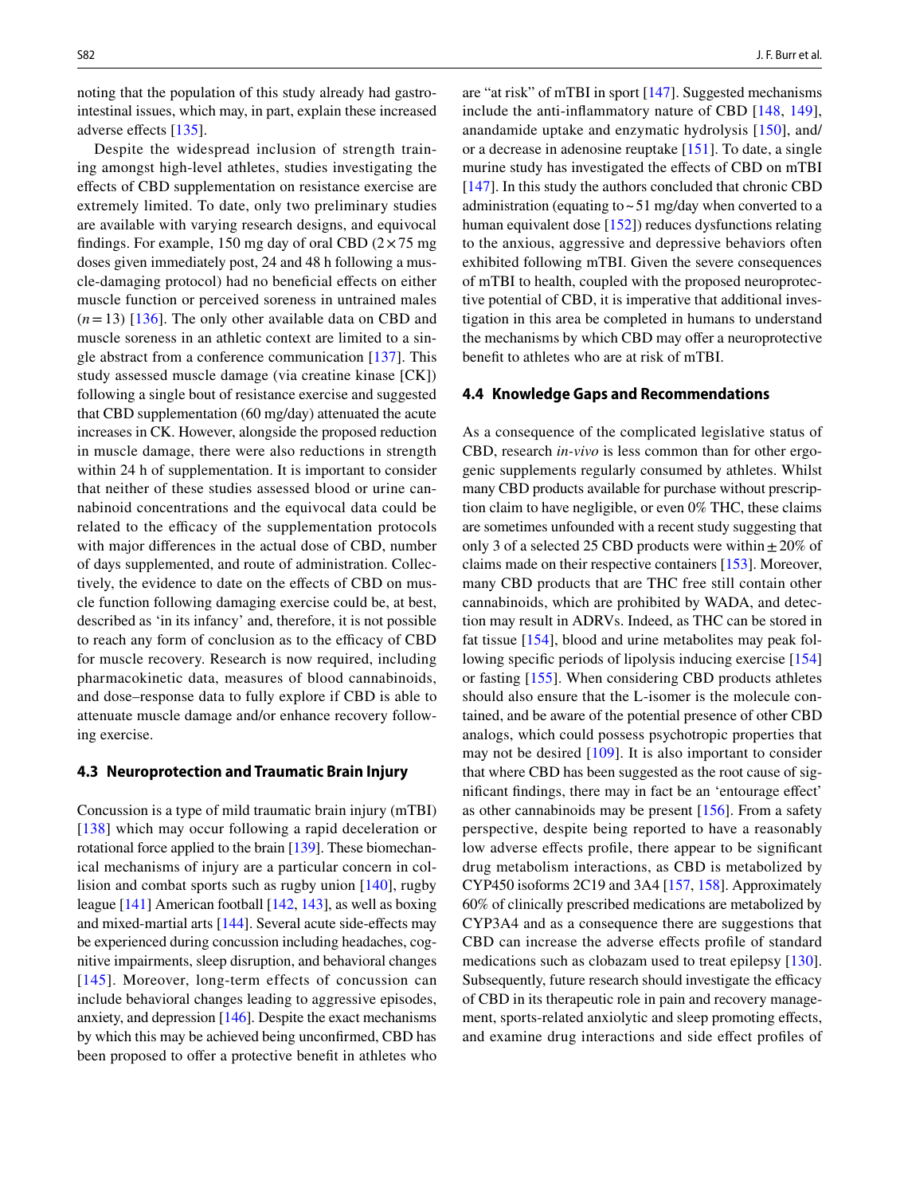noting that the population of this study already had gastrointestinal issues, which may, in part, explain these increased adverse effects [135].

Despite the widespread inclusion of strength training amongst high-level athletes, studies investigating the effects of CBD supplementation on resistance exercise are extremely limited. To date, only two preliminary studies are available with varying research designs, and equivocal findings. For example, 150 mg day of oral CBD (2 × 75 mg doses given immediately post, 24 and 48 h following a muscle-damaging protocol) had no beneficial effects on either muscle function or perceived soreness in untrained males ($n = 13$) [136]. The only other available data on CBD and muscle soreness in an athletic context are limited to a single abstract from a conference communication [137]. This study assessed muscle damage (via creatine kinase [CK]) following a single bout of resistance exercise and suggested that CBD supplementation (60 mg/day) attenuated the acute increases in CK. However, alongside the proposed reduction in muscle damage, there were also reductions in strength within 24 h of supplementation. It is important to consider that neither of these studies assessed blood or urine cannabinoid concentrations and the equivocal data could be related to the efficacy of the supplementation protocols with major differences in the actual dose of CBD, number of days supplemented, and route of administration. Collectively, the evidence to date on the effects of CBD on muscle function following damaging exercise could be, at best, described as 'in its infancy' and, therefore, it is not possible to reach any form of conclusion as to the efficacy of CBD for muscle recovery. Research is now required, including pharmacokinetic data, measures of blood cannabinoids, and dose–response data to fully explore if CBD is able to attenuate muscle damage and/or enhance recovery following exercise.

### 4.3 Neuroprotection and Traumatic Brain Injury

Concussion is a type of mild traumatic brain injury (mTBI) [138] which may occur following a rapid deceleration or rotational force applied to the brain [139]. These biomechanical mechanisms of injury are a particular concern in collision and combat sports such as rugby union [140], rugby league [141] American football [142, 143], as well as boxing and mixed-martial arts [144]. Several acute side-effects may be experienced during concussion including headaches, cognitive impairments, sleep disruption, and behavioral changes [145]. Moreover, long-term effects of concussion can include behavioral changes leading to aggressive episodes, anxiety, and depression [146]. Despite the exact mechanisms by which this may be achieved being unconfirmed, CBD has been proposed to offer a protective benefit in athletes who are "at risk" of mTBI in sport [147]. Suggested mechanisms include the anti-inflammatory nature of CBD [148, 149], anandamide uptake and enzymatic hydrolysis [150], and/or a decrease in adenosine reuptake [151]. To date, a single murine study has investigated the effects of CBD on mTBI [147]. In this study the authors concluded that chronic CBD administration (equating to ~51 mg/day when converted to a human equivalent dose [152]) reduces dysfunctions relating to the anxious, aggressive and depressive behaviors often exhibited following mTBI. Given the severe consequences of mTBI to health, coupled with the proposed neuroprotective potential of CBD, it is imperative that additional investigation in this area be completed in humans to understand the mechanisms by which CBD may offer a neuroprotective benefit to athletes who are at risk of mTBI.

### 4.4 Knowledge Gaps and Recommendations

As a consequence of the complicated legislative status of CBD, research *in-vivo* is less common than for other ergogenic supplements regularly consumed by athletes. Whilst many CBD products available for purchase without prescription claim to have negligible, or even 0% THC, these claims are sometimes unfounded with a recent study suggesting that only 3 of a selected 25 CBD products were within ± 20% of claims made on their respective containers [153]. Moreover, many CBD products that are THC free still contain other cannabinoids, which are prohibited by WADA, and detection may result in ADRVs. Indeed, as THC can be stored in fat tissue [154], blood and urine metabolites may peak following specific periods of lipolysis inducing exercise [154] or fasting [155]. When considering CBD products athletes should also ensure that the L-isomer is the molecule contained, and be aware of the potential presence of other CBD analogs, which could possess psychotropic properties that may not be desired [109]. It is also important to consider that where CBD has been suggested as the root cause of significant findings, there may in fact be an 'entourage effect' as other cannabinoids may be present [156]. From a safety perspective, despite being reported to have a reasonably low adverse effects profile, there appear to be significant drug metabolism interactions, as CBD is metabolized by CYP450 isoforms 2C19 and 3A4 [157, 158]. Approximately 60% of clinically prescribed medications are metabolized by CYP3A4 and as a consequence there are suggestions that CBD can increase the adverse effects profile of standard medications such as clobazam used to treat epilepsy [130]. Subsequently, future research should investigate the efficacy of CBD in its therapeutic role in pain and recovery management, sports-related anxiolytic and sleep promoting effects, and examine drug interactions and side effect profiles of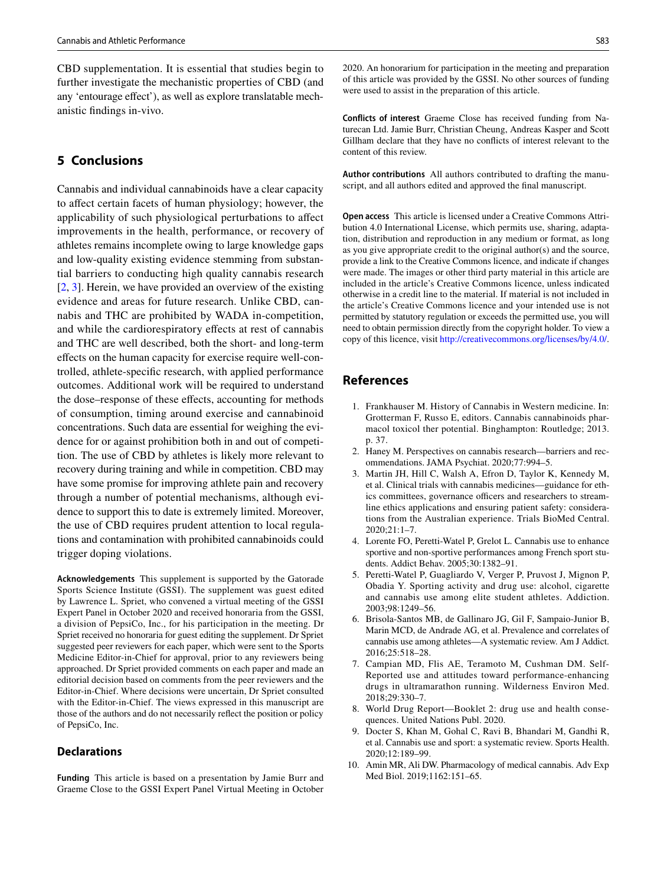CBD supplementation. It is essential that studies begin to further investigate the mechanistic properties of CBD (and any 'entourage effect'), as well as explore translatable mechanistic findings in-vivo.

## 5 Conclusions

Cannabis and individual cannabinoids have a clear capacity to affect certain facets of human physiology; however, the applicability of such physiological perturbations to affect improvements in the health, performance, or recovery of athletes remains incomplete owing to large knowledge gaps and low-quality existing evidence stemming from substantial barriers to conducting high quality cannabis research [2, 3]. Herein, we have provided an overview of the existing evidence and areas for future research. Unlike CBD, cannabis and THC are prohibited by WADA in-competition, and while the cardiorespiratory effects at rest of cannabis and THC are well described, both the short- and long-term effects on the human capacity for exercise require well-controlled, athlete-specific research, with applied performance outcomes. Additional work will be required to understand the dose–response of these effects, accounting for methods of consumption, timing around exercise and cannabinoid concentrations. Such data are essential for weighing the evidence for or against prohibition both in and out of competition. The use of CBD by athletes is likely more relevant to recovery during training and while in competition. CBD may have some promise for improving athlete pain and recovery through a number of potential mechanisms, although evidence to support this to date is extremely limited. Moreover, the use of CBD requires prudent attention to local regulations and contamination with prohibited cannabinoids could trigger doping violations.

**Acknowledgements** This supplement is supported by the Gatorade Sports Science Institute (GSSI). The supplement was guest edited by Lawrence L. Spriet, who convened a virtual meeting of the GSSI Expert Panel in October 2020 and received honoraria from the GSSI, a division of PepsiCo, Inc., for his participation in the meeting. Dr Spriet received no honoraria for guest editing the supplement. Dr Spriet suggested peer reviewers for each paper, which were sent to the Sports Medicine Editor-in-Chief for approval, prior to any reviewers being approached. Dr Spriet provided comments on each paper and made an editorial decision based on comments from the peer reviewers and the Editor-in-Chief. Where decisions were uncertain, Dr Spriet consulted with the Editor-in-Chief. The views expressed in this manuscript are those of the authors and do not necessarily reflect the position or policy of PepsiCo, Inc.

### Declarations

**Funding** This article is based on a presentation by Jamie Burr and Graeme Close to the GSSI Expert Panel Virtual Meeting in October 2020. An honorarium for participation in the meeting and preparation of this article was provided by the GSSI. No other sources of funding were used to assist in the preparation of this article.

**Conflicts of interest** Graeme Close has received funding from Naturecan Ltd. Jamie Burr, Christian Cheung, Andreas Kasper and Scott Gillham declare that they have no conflicts of interest relevant to the content of this review.

**Author contributions** All authors contributed to drafting the manuscript, and all authors edited and approved the final manuscript.

**Open access** This article is licensed under a Creative Commons Attribution 4.0 International License, which permits use, sharing, adaptation, distribution and reproduction in any medium or format, as long as you give appropriate credit to the original author(s) and the source, provide a link to the Creative Commons licence, and indicate if changes were made. The images or other third party material in this article are included in the article's Creative Commons licence, unless indicated otherwise in a credit line to the material. If material is not included in the article's Creative Commons licence and your intended use is not permitted by statutory regulation or exceeds the permitted use, you will need to obtain permission directly from the copyright holder. To view a copy of this licence, visit http://creativecommons.org/licenses/by/4.0/.

## References

1. Frankhauser M. History of Cannabis in Western medicine. In: Grotterman F, Russo E, editors. Cannabis cannabinoids pharmacol toxicol ther potential. Binghampton: Routledge; 2013. p. 37.
2. Haney M. Perspectives on cannabis research—barriers and recommendations. JAMA Psychiat. 2020;77:994–5.
3. Martin JH, Hill C, Walsh A, Efron D, Taylor K, Kennedy M, et al. Clinical trials with cannabis medicines—guidance for ethics committees, governance officers and researchers to streamline ethics applications and ensuring patient safety: considerations from the Australian experience. Trials BioMed Central. 2020;21:1–7.
4. Lorente FO, Peretti-Watel P, Grelot L. Cannabis use to enhance sportive and non-sportive performances among French sport students. Addict Behav. 2005;30:1382–91.
5. Peretti-Watel P, Guagliardo V, Verger P, Pruvost J, Mignon P, Obadia Y. Sporting activity and drug use: alcohol, cigarette and cannabis use among elite student athletes. Addiction. 2003;98:1249–56.
6. Brisola-Santos MB, de Gallinaro JG, Gil F, Sampaio-Junior B, Marin MCD, de Andrade AG, et al. Prevalence and correlates of cannabis use among athletes—A systematic review. Am J Addict. 2016;25:518–28.
7. Campian MD, Flis AE, Teramoto M, Cushman DM. Self-Reported use and attitudes toward performance-enhancing drugs in ultramarathon running. Wilderness Environ Med. 2018;29:330–7.
8. World Drug Report—Booklet 2: drug use and health consequences. United Nations Publ. 2020.
9. Docter S, Khan M, Gohal C, Ravi B, Bhandari M, Gandhi R, et al. Cannabis use and sport: a systematic review. Sports Health. 2020;12:189–99.
10. Amin MR, Ali DW. Pharmacology of medical cannabis. Adv Exp Med Biol. 2019;1162:151–65.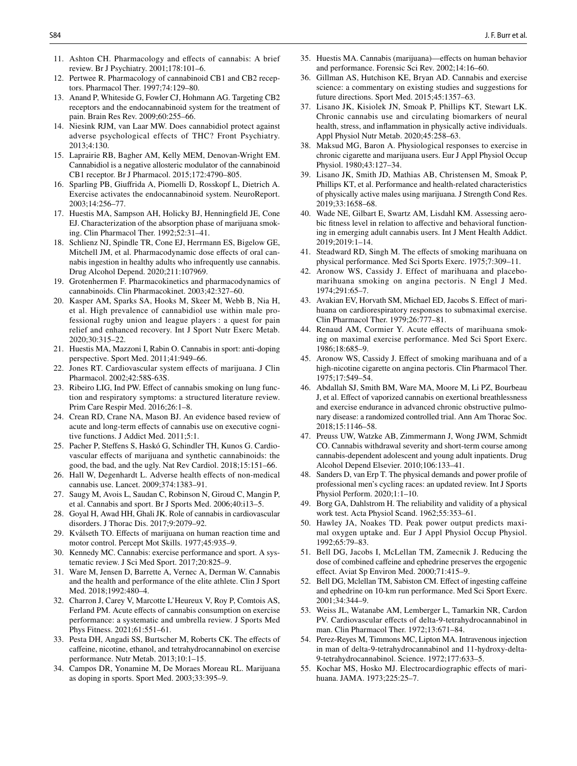11. Ashton CH. Pharmacology and effects of cannabis: A brief review. Br J Psychiatry. 2001;178:101–6.
12. Pertwee R. Pharmacology of cannabinoid CB1 and CB2 receptors. Pharmacol Ther. 1997;74:129–80.
13. Anand P, Whiteside G, Fowler CJ, Hohmann AG. Targeting CB2 receptors and the endocannabinoid system for the treatment of pain. Brain Res Rev. 2009;60:255–66.
14. Niesink RJM, van Laar MW. Does cannabidiol protect against adverse psychological effects of THC? Front Psychiatry. 2013;4:130.
15. Laprairie RB, Bagher AM, Kelly MEM, Denovan-Wright EM. Cannabidiol is a negative allosteric modulator of the cannabinoid CB1 receptor. Br J Pharmacol. 2015;172:4790–805.
16. Sparling PB, Giuffrida A, Piomelli D, Rosskopf L, Dietrich A. Exercise activates the endocannabinoid system. NeuroReport. 2003;14:256–77.
17. Huestis MA, Sampson AH, Holicky BJ, Henningfield JE, Cone EJ. Characterization of the absorption phase of marijuana smoking. Clin Pharmacol Ther. 1992;52:31–41.
18. Schlienz NJ, Spindle TR, Cone EJ, Herrmann ES, Bigelow GE, Mitchell JM, et al. Pharmacodynamic dose effects of oral cannabis ingestion in healthy adults who infrequently use cannabis. Drug Alcohol Depend. 2020;211:107969.
19. Grotenhermen F. Pharmacokinetics and pharmacodynamics of cannabinoids. Clin Pharmacokinet. 2003;42:327–60.
20. Kasper AM, Sparks SA, Hooks M, Skeer M, Webb B, Nia H, et al. High prevalence of cannabidiol use within male professional rugby union and league players : a quest for pain relief and enhanced recovery. Int J Sport Nutr Exerc Metab. 2020;30:315–22.
21. Huestis MA, Mazzoni I, Rabin O. Cannabis in sport: anti-doping perspective. Sport Med. 2011;41:949–66.
22. Jones RT. Cardiovascular system effects of marijuana. J Clin Pharmacol. 2002;42:58S-63S.
23. Ribeiro LIG, Ind PW. Effect of cannabis smoking on lung function and respiratory symptoms: a structured literature review. Prim Care Respir Med. 2016;26:1–8.
24. Crean RD, Crane NA, Mason BJ. An evidence based review of acute and long-term effects of cannabis use on executive cognitive functions. J Addict Med. 2011;5:1.
25. Pacher P, Steffens S, Haskó G, Schindler TH, Kunos G. Cardiovascular effects of marijuana and synthetic cannabinoids: the good, the bad, and the ugly. Nat Rev Cardiol. 2018;15:151–66.
26. Hall W, Degenhardt L. Adverse health effects of non-medical cannabis use. Lancet. 2009;374:1383–91.
27. Saugy M, Avois L, Saudan C, Robinson N, Giroud C, Mangin P, et al. Cannabis and sport. Br J Sports Med. 2006;40:i13–5.
28. Goyal H, Awad HH, Ghali JK. Role of cannabis in cardiovascular disorders. J Thorac Dis. 2017;9:2079–92.
29. Kvålseth TO. Effects of marijuana on human reaction time and motor control. Percept Mot Skills. 1977;45:935–9.
30. Kennedy MC. Cannabis: exercise performance and sport. A systematic review. J Sci Med Sport. 2017;20:825–9.
31. Ware M, Jensen D, Barrette A, Vernec A, Derman W. Cannabis and the health and performance of the elite athlete. Clin J Sport Med. 2018;1992:480–4.
32. Charron J, Carey V, Marcotte L'Heureux V, Roy P, Comtois AS, Ferland PM. Acute effects of cannabis consumption on exercise performance: a systematic and umbrella review. J Sports Med Phys Fitness. 2021;61:551–61.
33. Pesta DH, Angadi SS, Burtscher M, Roberts CK. The effects of caffeine, nicotine, ethanol, and tetrahydrocannabinol on exercise performance. Nutr Metab. 2013;10:1–15.
34. Campos DR, Yonamine M, De Moraes Moreau RL. Marijuana as doping in sports. Sport Med. 2003;33:395–9.
35. Huestis MA. Cannabis (marijuana)—effects on human behavior and performance. Forensic Sci Rev. 2002;14:16–60.
36. Gillman AS, Hutchison KE, Bryan AD. Cannabis and exercise science: a commentary on existing studies and suggestions for future directions. Sport Med. 2015;45:1357–63.
37. Lisano JK, Kisiolek JN, Smoak P, Phillips KT, Stewart LK. Chronic cannabis use and circulating biomarkers of neural health, stress, and inflammation in physically active individuals. Appl Physiol Nutr Metab. 2020;45:258–63.
38. Maksud MG, Baron A. Physiological responses to exercise in chronic cigarette and marijuana users. Eur J Appl Physiol Occup Physiol. 1980;43:127–34.
39. Lisano JK, Smith JD, Mathias AB, Christensen M, Smoak P, Phillips KT, et al. Performance and health-related characteristics of physically active males using marijuana. J Strength Cond Res. 2019;33:1658–68.
40. Wade NE, Gilbert E, Swartz AM, Lisdahl KM. Assessing aerobic fitness level in relation to affective and behavioral functioning in emerging adult cannabis users. Int J Ment Health Addict. 2019;2019:1–14.
41. Steadward RD, Singh M. The effects of smoking marihuana on physical performance. Med Sci Sports Exerc. 1975;7:309–11.
42. Aronow WS, Cassidy J. Effect of marihuana and placebo-marihuana smoking on angina pectoris. N Engl J Med. 1974;291:65–7.
43. Avakian EV, Horvath SM, Michael ED, Jacobs S. Effect of marihuana on cardiorespiratory responses to submaximal exercise. Clin Pharmacol Ther. 1979;26:777–81.
44. Renaud AM, Cormier Y. Acute effects of marihuana smoking on maximal exercise performance. Med Sci Sport Exerc. 1986;18:685–9.
45. Aronow WS, Cassidy J. Effect of smoking marihuana and of a high-nicotine cigarette on angina pectoris. Clin Pharmacol Ther. 1975;17:549–54.
46. Abdallah SJ, Smith BM, Ware MA, Moore M, Li PZ, Bourbeau J, et al. Effect of vaporized cannabis on exertional breathlessness and exercise endurance in advanced chronic obstructive pulmonary disease: a randomized controlled trial. Ann Am Thorac Soc. 2018;15:1146–58.
47. Preuss UW, Watzke AB, Zimmermann J, Wong JWM, Schmidt CO. Cannabis withdrawal severity and short-term course among cannabis-dependent adolescent and young adult inpatients. Drug Alcohol Depend Elsevier. 2010;106:133–41.
48. Sanders D, van Erp T. The physical demands and power profile of professional men's cycling races: an updated review. Int J Sports Physiol Perform. 2020;1:1–10.
49. Borg GA, Dahlstrom H. The reliability and validity of a physical work test. Acta Physiol Scand. 1962;55:353–61.
50. Hawley JA, Noakes TD. Peak power output predicts maximal oxygen uptake and. Eur J Appl Physiol Occup Physiol. 1992;65:79–83.
51. Bell DG, Jacobs I, McLellan TM, Zamecnik J. Reducing the dose of combined caffeine and ephedrine preserves the ergogenic effect. Aviat Sp Environ Med. 2000;71:415–9.
52. Bell DG, Mclellan TM, Sabiston CM. Effect of ingesting caffeine and ephedrine on 10-km run performance. Med Sci Sport Exerc. 2001;34:344–9.
53. Weiss JL, Watanabe AM, Lemberger L, Tamarkin NR, Cardon PV. Cardiovascular effects of delta-9-tetrahydrocannabinol in man. Clin Pharmacol Ther. 1972;13:671–84.
54. Perez-Reyes M, Timmons MC, Lipton MA. Intravenous injection in man of delta-9-tetrahydrocannabinol and 11-hydroxy-delta-9-tetrahydrocannabinol. Science. 1972;177:633–5.
55. Kochar MS, Hosko MJ. Electrocardiographic effects of marihuana. JAMA. 1973;225:25–7.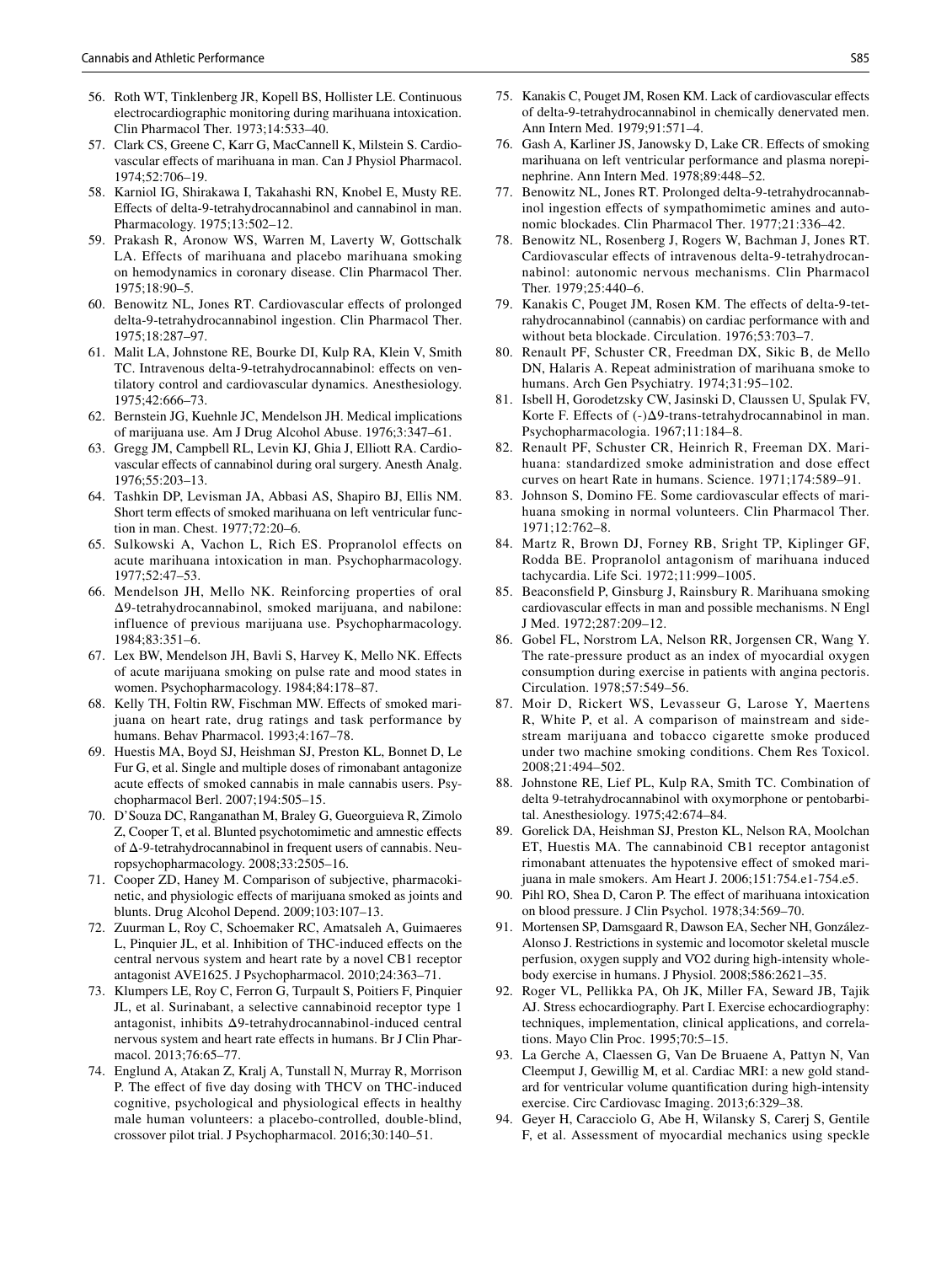56. Roth WT, Tinklenberg JR, Kopell BS, Hollister LE. Continuous electrocardiographic monitoring during marihuana intoxication. Clin Pharmacol Ther. 1973;14:533–40.
57. Clark CS, Greene C, Karr G, MacCannell K, Milstein S. Cardiovascular effects of marihuana in man. Can J Physiol Pharmacol. 1974;52:706–19.
58. Karniol IG, Shirakawa I, Takahashi RN, Knobel E, Musty RE. Effects of delta-9-tetrahydrocannabinol and cannabinol in man. Pharmacology. 1975;13:502–12.
59. Prakash R, Aronow WS, Warren M, Laverty W, Gottschalk LA. Effects of marihuana and placebo marihuana smoking on hemodynamics in coronary disease. Clin Pharmacol Ther. 1975;18:90–5.
60. Benowitz NL, Jones RT. Cardiovascular effects of prolonged delta-9-tetrahydrocannabinol ingestion. Clin Pharmacol Ther. 1975;18:287–97.
61. Malit LA, Johnstone RE, Bourke DI, Kulp RA, Klein V, Smith TC. Intravenous delta-9-tetrahydrocannabinol: effects on ventilatory control and cardiovascular dynamics. Anesthesiology. 1975;42:666–73.
62. Bernstein JG, Kuehnle JC, Mendelson JH. Medical implications of marijuana use. Am J Drug Alcohol Abuse. 1976;3:347–61.
63. Gregg JM, Campbell RL, Levin KJ, Ghia J, Elliott RA. Cardiovascular effects of cannabinol during oral surgery. Anesth Analg. 1976;55:203–13.
64. Tashkin DP, Levisman JA, Abbasi AS, Shapiro BJ, Ellis NM. Short term effects of smoked marihuana on left ventricular function in man. Chest. 1977;72:20–6.
65. Sulkowski A, Vachon L, Rich ES. Propranolol effects on acute marihuana intoxication in man. Psychopharmacology. 1977;52:47–53.
66. Mendelson JH, Mello NK. Reinforcing properties of oral Δ9-tetrahydrocannabinol, smoked marijuana, and nabilone: influence of previous marijuana use. Psychopharmacology. 1984;83:351–6.
67. Lex BW, Mendelson JH, Bavli S, Harvey K, Mello NK. Effects of acute marijuana smoking on pulse rate and mood states in women. Psychopharmacology. 1984;84:178–87.
68. Kelly TH, Foltin RW, Fischman MW. Effects of smoked marijuana on heart rate, drug ratings and task performance by humans. Behav Pharmacol. 1993;4:167–78.
69. Huestis MA, Boyd SJ, Heishman SJ, Preston KL, Bonnet D, Le Fur G, et al. Single and multiple doses of rimonabant antagonize acute effects of smoked cannabis in male cannabis users. Psychopharmacol Berl. 2007;194:505–15.
70. D'Souza DC, Ranganathan M, Braley G, Gueorguieva R, Zimolo Z, Cooper T, et al. Blunted psychotomimetic and amnestic effects of Δ-9-tetrahydrocannabinol in frequent users of cannabis. Neuropsychopharmacology. 2008;33:2505–16.
71. Cooper ZD, Haney M. Comparison of subjective, pharmacokinetic, and physiologic effects of marijuana smoked as joints and blunts. Drug Alcohol Depend. 2009;103:107–13.
72. Zuurman L, Roy C, Schoemaker RC, Amatsaleh A, Guimaeres L, Pinquier JL, et al. Inhibition of THC-induced effects on the central nervous system and heart rate by a novel CB1 receptor antagonist AVE1625. J Psychopharmacol. 2010;24:363–71.
73. Klumpers LE, Roy C, Ferron G, Turpault S, Poitiers F, Pinquier JL, et al. Surinabant, a selective cannabinoid receptor type 1 antagonist, inhibits Δ9-tetrahydrocannabinol-induced central nervous system and heart rate effects in humans. Br J Clin Pharmacol. 2013;76:65–77.
74. Englund A, Atakan Z, Kralj A, Tunstall N, Murray R, Morrison P. The effect of five day dosing with THCV on THC-induced cognitive, psychological and physiological effects in healthy male human volunteers: a placebo-controlled, double-blind, crossover pilot trial. J Psychopharmacol. 2016;30:140–51.
75. Kanakis C, Pouget JM, Rosen KM. Lack of cardiovascular effects of delta-9-tetrahydrocannabinol in chemically denervated men. Ann Intern Med. 1979;91:571–4.
76. Gash A, Karliner JS, Janowsky D, Lake CR. Effects of smoking marihuana on left ventricular performance and plasma norepinephrine. Ann Intern Med. 1978;89:448–52.
77. Benowitz NL, Jones RT. Prolonged delta-9-tetrahydrocannabinol ingestion effects of sympathomimetic amines and autonomic blockades. Clin Pharmacol Ther. 1977;21:336–42.
78. Benowitz NL, Rosenberg J, Rogers W, Bachman J, Jones RT. Cardiovascular effects of intravenous delta-9-tetrahydrocannabinol: autonomic nervous mechanisms. Clin Pharmacol Ther. 1979;25:440–6.
79. Kanakis C, Pouget JM, Rosen KM. The effects of delta-9-tetrahydrocannabinol (cannabis) on cardiac performance with and without beta blockade. Circulation. 1976;53:703–7.
80. Renault PF, Schuster CR, Freedman DX, Sikic B, de Mello DN, Halaris A. Repeat administration of marihuana smoke to humans. Arch Gen Psychiatry. 1974;31:95–102.
81. Isbell H, Gorodetzsky CW, Jasinski D, Claussen U, Spulak FV, Korte F. Effects of (-)Δ9-trans-tetrahydrocannabinol in man. Psychopharmacologia. 1967;11:184–8.
82. Renault PF, Schuster CR, Heinrich R, Freeman DX. Marihuana: standardized smoke administration and dose effect curves on heart Rate in humans. Science. 1971;174:589–91.
83. Johnson S, Domino FE. Some cardiovascular effects of marihuana smoking in normal volunteers. Clin Pharmacol Ther. 1971;12:762–8.
84. Martz R, Brown DJ, Forney RB, Sright TP, Kiplinger GF, Rodda BE. Propranolol antagonism of marihuana induced tachycardia. Life Sci. 1972;11:999–1005.
85. Beaconsfield P, Ginsburg J, Rainsbury R. Marihuana smoking cardiovascular effects in man and possible mechanisms. N Engl J Med. 1972;287:209–12.
86. Gobel FL, Norstrom LA, Nelson RR, Jorgensen CR, Wang Y. The rate-pressure product as an index of myocardial oxygen consumption during exercise in patients with angina pectoris. Circulation. 1978;57:549–56.
87. Moir D, Rickert WS, Levasseur G, Larose Y, Maertens R, White P, et al. A comparison of mainstream and sidestream marijuana and tobacco cigarette smoke produced under two machine smoking conditions. Chem Res Toxicol. 2008;21:494–502.
88. Johnstone RE, Lief PL, Kulp RA, Smith TC. Combination of delta 9-tetrahydrocannabinol with oxymorphone or pentobarbital. Anesthesiology. 1975;42:674–84.
89. Gorelick DA, Heishman SJ, Preston KL, Nelson RA, Moolchan ET, Huestis MA. The cannabinoid CB1 receptor antagonist rimonabant attenuates the hypotensive effect of smoked marijuana in male smokers. Am Heart J. 2006;151:754.e1-754.e5.
90. Pihl RO, Shea D, Caron P. The effect of marihuana intoxication on blood pressure. J Clin Psychol. 1978;34:569–70.
91. Mortensen SP, Damsgaard R, Dawson EA, Secher NH, González-Alonso J. Restrictions in systemic and locomotor skeletal muscle perfusion, oxygen supply and VO2 during high-intensity whole-body exercise in humans. J Physiol. 2008;586:2621–35.
92. Roger VL, Pellikka PA, Oh JK, Miller FA, Seward JB, Tajik AJ. Stress echocardiography. Part I. Exercise echocardiography: techniques, implementation, clinical applications, and correlations. Mayo Clin Proc. 1995;70:5–15.
93. La Gerche A, Claessen G, Van De Bruaene A, Pattyn N, Van Cleemput J, Gewillig M, et al. Cardiac MRI: a new gold standard for ventricular volume quantification during high-intensity exercise. Circ Cardiovasc Imaging. 2013;6:329–38.
94. Geyer H, Caracciolo G, Abe H, Wilansky S, Carerj S, Gentile F, et al. Assessment of myocardial mechanics using speckle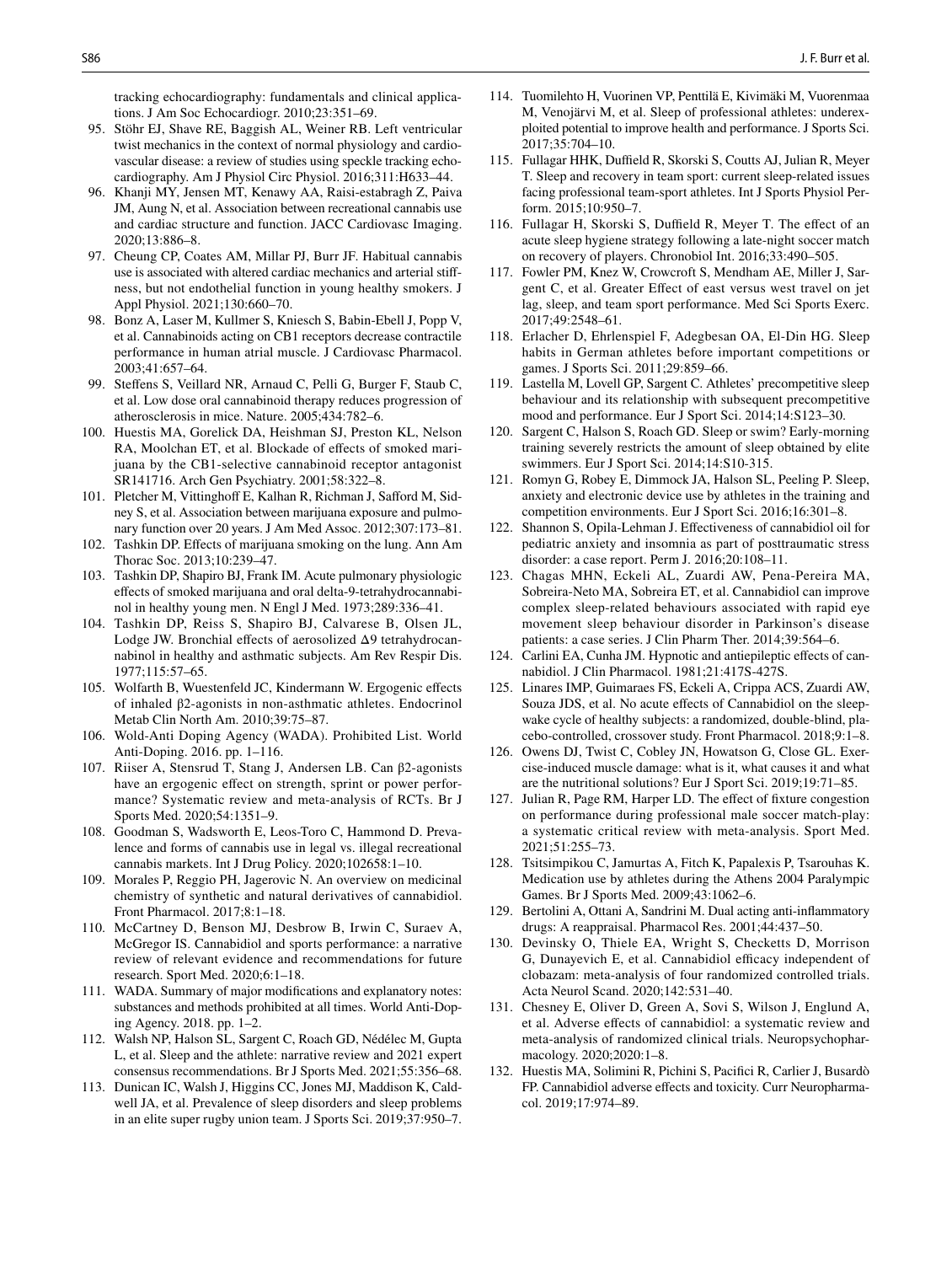tracking echocardiography: fundamentals and clinical applications. J Am Soc Echocardiogr. 2010;23:351–69.

95. Stöhr EJ, Shave RE, Baggish AL, Weiner RB. Left ventricular twist mechanics in the context of normal physiology and cardiovascular disease: a review of studies using speckle tracking echocardiography. Am J Physiol Circ Physiol. 2016;311:H633–44.
96. Khanji MY, Jensen MT, Kenawy AA, Raisi-estabragh Z, Paiva JM, Aung N, et al. Association between recreational cannabis use and cardiac structure and function. JACC Cardiovasc Imaging. 2020;13:886–8.
97. Cheung CP, Coates AM, Millar PJ, Burr JF. Habitual cannabis use is associated with altered cardiac mechanics and arterial stiffness, but not endothelial function in young healthy smokers. J Appl Physiol. 2021;130:660–70.
98. Bonz A, Laser M, Kullmer S, Kniesch S, Babin-Ebell J, Popp V, et al. Cannabinoids acting on CB1 receptors decrease contractile performance in human atrial muscle. J Cardiovasc Pharmacol. 2003;41:657–64.
99. Steffens S, Veillard NR, Arnaud C, Pelli G, Burger F, Staub C, et al. Low dose oral cannabinoid therapy reduces progression of atherosclerosis in mice. Nature. 2005;434:782–6.
100. Huestis MA, Gorelick DA, Heishman SJ, Preston KL, Nelson RA, Moolchan ET, et al. Blockade of effects of smoked marijuana by the CB1-selective cannabinoid receptor antagonist SR141716. Arch Gen Psychiatry. 2001;58:322–8.
101. Pletcher M, Vittinghoff E, Kalhan R, Richman J, Safford M, Sidney S, et al. Association between marijuana exposure and pulmonary function over 20 years. J Am Med Assoc. 2012;307:173–81.
102. Tashkin DP. Effects of marijuana smoking on the lung. Ann Am Thorac Soc. 2013;10:239–47.
103. Tashkin DP, Shapiro BJ, Frank IM. Acute pulmonary physiologic effects of smoked marijuana and oral delta-9-tetrahydrocannabinol in healthy young men. N Engl J Med. 1973;289:336–41.
104. Tashkin DP, Reiss S, Shapiro BJ, Calvarese B, Olsen JL, Lodge JW. Bronchial effects of aerosolized Δ9 tetrahydrocannabinol in healthy and asthmatic subjects. Am Rev Respir Dis. 1977;115:57–65.
105. Wolfarth B, Wuestenfeld JC, Kindermann W. Ergogenic effects of inhaled β2-agonists in non-asthmatic athletes. Endocrinol Metab Clin North Am. 2010;39:75–87.
106. Wold-Anti Doping Agency (WADA). Prohibited List. World Anti-Doping. 2016. pp. 1–116.
107. Riiser A, Stensrud T, Stang J, Andersen LB. Can β2-agonists have an ergogenic effect on strength, sprint or power performance? Systematic review and meta-analysis of RCTs. Br J Sports Med. 2020;54:1351–9.
108. Goodman S, Wadsworth E, Leos-Toro C, Hammond D. Prevalence and forms of cannabis use in legal vs. illegal recreational cannabis markets. Int J Drug Policy. 2020;102658:1–10.
109. Morales P, Reggio PH, Jagerovic N. An overview on medicinal chemistry of synthetic and natural derivatives of cannabidiol. Front Pharmacol. 2017;8:1–18.
110. McCartney D, Benson MJ, Desbrow B, Irwin C, Suraev A, McGregor IS. Cannabidiol and sports performance: a narrative review of relevant evidence and recommendations for future research. Sport Med. 2020;6:1–18.
111. WADA. Summary of major modifications and explanatory notes: substances and methods prohibited at all times. World Anti-Doping Agency. 2018. pp. 1–2.
112. Walsh NP, Halson SL, Sargent C, Roach GD, Nédélec M, Gupta L, et al. Sleep and the athlete: narrative review and 2021 expert consensus recommendations. Br J Sports Med. 2021;55:356–68.
113. Dunican IC, Walsh J, Higgins CC, Jones MJ, Maddison K, Caldwell JA, et al. Prevalence of sleep disorders and sleep problems in an elite super rugby union team. J Sports Sci. 2019;37:950–7.
114. Tuomilehto H, Vuorinen VP, Penttilä E, Kivimäki M, Vuorenmaa M, Venojärvi M, et al. Sleep of professional athletes: underexploited potential to improve health and performance. J Sports Sci. 2017;35:704–10.
115. Fullagar HHK, Duffield R, Skorski S, Coutts AJ, Julian R, Meyer T. Sleep and recovery in team sport: current sleep-related issues facing professional team-sport athletes. Int J Sports Physiol Perform. 2015;10:950–7.
116. Fullagar H, Skorski S, Duffield R, Meyer T. The effect of an acute sleep hygiene strategy following a late-night soccer match on recovery of players. Chronobiol Int. 2016;33:490–505.
117. Fowler PM, Knez W, Crowcroft S, Mendham AE, Miller J, Sargent C, et al. Greater Effect of east versus west travel on jet lag, sleep, and team sport performance. Med Sci Sports Exerc. 2017;49:2548–61.
118. Erlacher D, Ehrlenspiel F, Adegbesan OA, El-Din HG. Sleep habits in German athletes before important competitions or games. J Sports Sci. 2011;29:859–66.
119. Lastella M, Lovell GP, Sargent C. Athletes' precompetitive sleep behaviour and its relationship with subsequent precompetitive mood and performance. Eur J Sport Sci. 2014;14:S123–30.
120. Sargent C, Halson S, Roach GD. Sleep or swim? Early-morning training severely restricts the amount of sleep obtained by elite swimmers. Eur J Sport Sci. 2014;14:S10-315.
121. Romyn G, Robey E, Dimmock JA, Halson SL, Peeling P. Sleep, anxiety and electronic device use by athletes in the training and competition environments. Eur J Sport Sci. 2016;16:301–8.
122. Shannon S, Opila-Lehman J. Effectiveness of cannabidiol oil for pediatric anxiety and insomnia as part of posttraumatic stress disorder: a case report. Perm J. 2016;20:108–11.
123. Chagas MHN, Eckeli AL, Zuardi AW, Pena-Pereira MA, Sobreira-Neto MA, Sobreira ET, et al. Cannabidiol can improve complex sleep-related behaviours associated with rapid eye movement sleep behaviour disorder in Parkinson's disease patients: a case series. J Clin Pharm Ther. 2014;39:564–6.
124. Carlini EA, Cunha JM. Hypnotic and antiepileptic effects of cannabidiol. J Clin Pharmacol. 1981;21:417S-427S.
125. Linares IMP, Guimaraes FS, Eckeli A, Crippa ACS, Zuardi AW, Souza JDS, et al. No acute effects of Cannabidiol on the sleep-wake cycle of healthy subjects: a randomized, double-blind, placebo-controlled, crossover study. Front Pharmacol. 2018;9:1–8.
126. Owens DJ, Twist C, Cobley JN, Howatson G, Close GL. Exercise-induced muscle damage: what is it, what causes it and what are the nutritional solutions? Eur J Sport Sci. 2019;19:71–85.
127. Julian R, Page RM, Harper LD. The effect of fixture congestion on performance during professional male soccer match-play: a systematic critical review with meta-analysis. Sport Med. 2021;51:255–73.
128. Tsitsimpikou C, Jamurtas A, Fitch K, Papalexis P, Tsarouhas K. Medication use by athletes during the Athens 2004 Paralympic Games. Br J Sports Med. 2009;43:1062–6.
129. Bertolini A, Ottani A, Sandrini M. Dual acting anti-inflammatory drugs: A reappraisal. Pharmacol Res. 2001;44:437–50.
130. Devinsky O, Thiele EA, Wright S, Checketts D, Morrison G, Dunayevich E, et al. Cannabidiol efficacy independent of clobazam: meta-analysis of four randomized controlled trials. Acta Neurol Scand. 2020;142:531–40.
131. Chesney E, Oliver D, Green A, Sovi S, Wilson J, Englund A, et al. Adverse effects of cannabidiol: a systematic review and meta-analysis of randomized clinical trials. Neuropsychopharmacology. 2020;2020:1–8.
132. Huestis MA, Solimini R, Pichini S, Pacifici R, Carlier J, Busardò FP. Cannabidiol adverse effects and toxicity. Curr Neuropharmacol. 2019;17:974–89.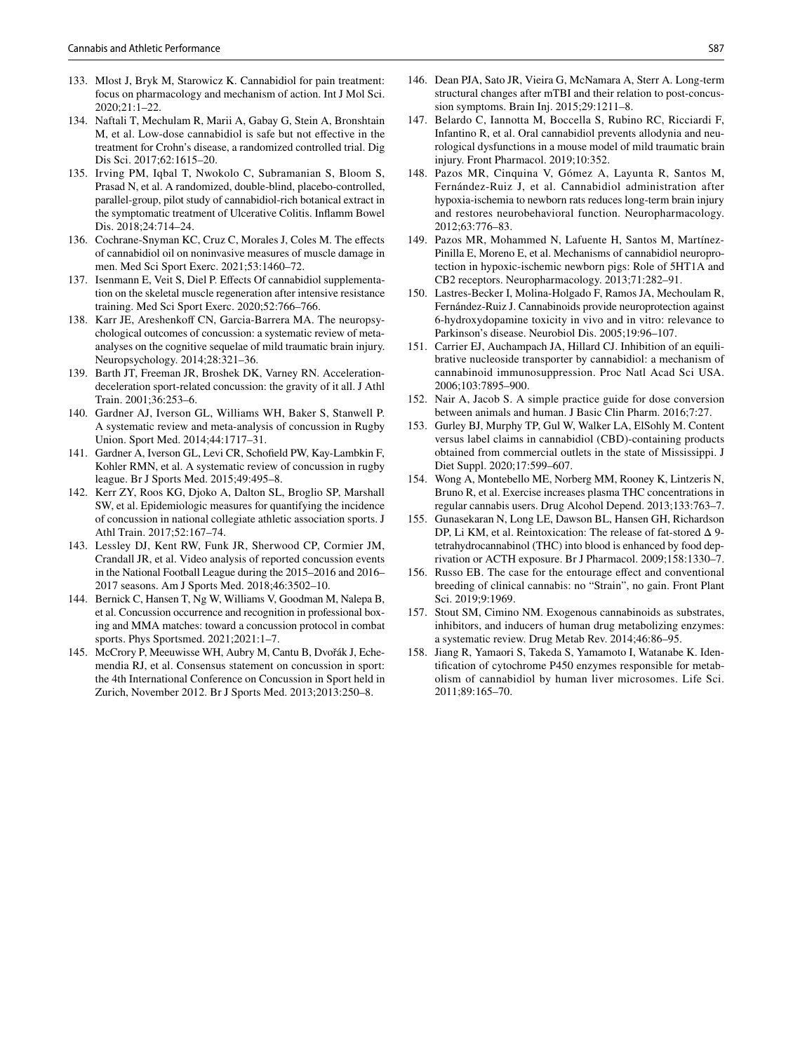133. Mlost J, Bryk M, Starowicz K. Cannabidiol for pain treatment: focus on pharmacology and mechanism of action. Int J Mol Sci. 2020;21:1–22.
134. Naftali T, Mechulam R, Marii A, Gabay G, Stein A, Bronshtain M, et al. Low-dose cannabidiol is safe but not effective in the treatment for Crohn's disease, a randomized controlled trial. Dig Dis Sci. 2017;62:1615–20.
135. Irving PM, Iqbal T, Nwokolo C, Subramanian S, Bloom S, Prasad N, et al. A randomized, double-blind, placebo-controlled, parallel-group, pilot study of cannabidiol-rich botanical extract in the symptomatic treatment of Ulcerative Colitis. Inflamm Bowel Dis. 2018;24:714–24.
136. Cochrane-Snyman KC, Cruz C, Morales J, Coles M. The effects of cannabidiol oil on noninvasive measures of muscle damage in men. Med Sci Sport Exerc. 2021;53:1460–72.
137. Isenmann E, Veit S, Diel P. Effects Of cannabidiol supplementation on the skeletal muscle regeneration after intensive resistance training. Med Sci Sport Exerc. 2020;52:766–766.
138. Karr JE, Areshenkoff CN, Garcia-Barrera MA. The neuropsychological outcomes of concussion: a systematic review of meta-analyses on the cognitive sequelae of mild traumatic brain injury. Neuropsychology. 2014;28:321–36.
139. Barth JT, Freeman JR, Broshek DK, Varney RN. Acceleration-deceleration sport-related concussion: the gravity of it all. J Athl Train. 2001;36:253–6.
140. Gardner AJ, Iverson GL, Williams WH, Baker S, Stanwell P. A systematic review and meta-analysis of concussion in Rugby Union. Sport Med. 2014;44:1717–31.
141. Gardner A, Iverson GL, Levi CR, Schofield PW, Kay-Lambkin F, Kohler RMN, et al. A systematic review of concussion in rugby league. Br J Sports Med. 2015;49:495–8.
142. Kerr ZY, Roos KG, Djoko A, Dalton SL, Broglio SP, Marshall SW, et al. Epidemiologic measures for quantifying the incidence of concussion in national collegiate athletic association sports. J Athl Train. 2017;52:167–74.
143. Lessley DJ, Kent RW, Funk JR, Sherwood CP, Cormier JM, Crandall JR, et al. Video analysis of reported concussion events in the National Football League during the 2015–2016 and 2016–2017 seasons. Am J Sports Med. 2018;46:3502–10.
144. Bernick C, Hansen T, Ng W, Williams V, Goodman M, Nalepa B, et al. Concussion occurrence and recognition in professional boxing and MMA matches: toward a concussion protocol in combat sports. Phys Sportsmed. 2021;2021:1–7.
145. McCrory P, Meeuwisse WH, Aubry M, Cantu B, Dvořák J, Echemendia RJ, et al. Consensus statement on concussion in sport: the 4th International Conference on Concussion in Sport held in Zurich, November 2012. Br J Sports Med. 2013;2013:250–8.
146. Dean PJA, Sato JR, Vieira G, McNamara A, Sterr A. Long-term structural changes after mTBI and their relation to post-concussion symptoms. Brain Inj. 2015;29:1211–8.
147. Belardo C, Iannotta M, Boccella S, Rubino RC, Ricciardi F, Infantino R, et al. Oral cannabidiol prevents allodynia and neurological dysfunctions in a mouse model of mild traumatic brain injury. Front Pharmacol. 2019;10:352.
148. Pazos MR, Cinquina V, Gómez A, Layunta R, Santos M, Fernández-Ruiz J, et al. Cannabidiol administration after hypoxia-ischemia to newborn rats reduces long-term brain injury and restores neurobehavioral function. Neuropharmacology. 2012;63:776–83.
149. Pazos MR, Mohammed N, Lafuente H, Santos M, Martínez-Pinilla E, Moreno E, et al. Mechanisms of cannabidiol neuroprotection in hypoxic-ischemic newborn pigs: Role of 5HT1A and CB2 receptors. Neuropharmacology. 2013;71:282–91.
150. Lastres-Becker I, Molina-Holgado F, Ramos JA, Mechoulam R, Fernández-Ruiz J. Cannabinoids provide neuroprotection against 6-hydroxydopamine toxicity in vivo and in vitro: relevance to Parkinson's disease. Neurobiol Dis. 2005;19:96–107.
151. Carrier EJ, Auchampach JA, Hillard CJ. Inhibition of an equilibrative nucleoside transporter by cannabidiol: a mechanism of cannabinoid immunosuppression. Proc Natl Acad Sci USA. 2006;103:7895–900.
152. Nair A, Jacob S. A simple practice guide for dose conversion between animals and human. J Basic Clin Pharm. 2016;7:27.
153. Gurley BJ, Murphy TP, Gul W, Walker LA, ElSohly M. Content versus label claims in cannabidiol (CBD)-containing products obtained from commercial outlets in the state of Mississippi. J Diet Suppl. 2020;17:599–607.
154. Wong A, Montebello ME, Norberg MM, Rooney K, Lintzeris N, Bruno R, et al. Exercise increases plasma THC concentrations in regular cannabis users. Drug Alcohol Depend. 2013;133:763–7.
155. Gunasekaran N, Long LE, Dawson BL, Hansen GH, Richardson DP, Li KM, et al. Reintoxication: The release of fat-stored Δ 9-tetrahydrocannabinol (THC) into blood is enhanced by food deprivation or ACTH exposure. Br J Pharmacol. 2009;158:1330–7.
156. Russo EB. The case for the entourage effect and conventional breeding of clinical cannabis: no "Strain", no gain. Front Plant Sci. 2019;9:1969.
157. Stout SM, Cimino NM. Exogenous cannabinoids as substrates, inhibitors, and inducers of human drug metabolizing enzymes: a systematic review. Drug Metab Rev. 2014;46:86–95.
158. Jiang R, Yamaori S, Takeda S, Yamamoto I, Watanabe K. Identification of cytochrome P450 enzymes responsible for metabolism of cannabidiol by human liver microsomes. Life Sci. 2011;89:165–70.